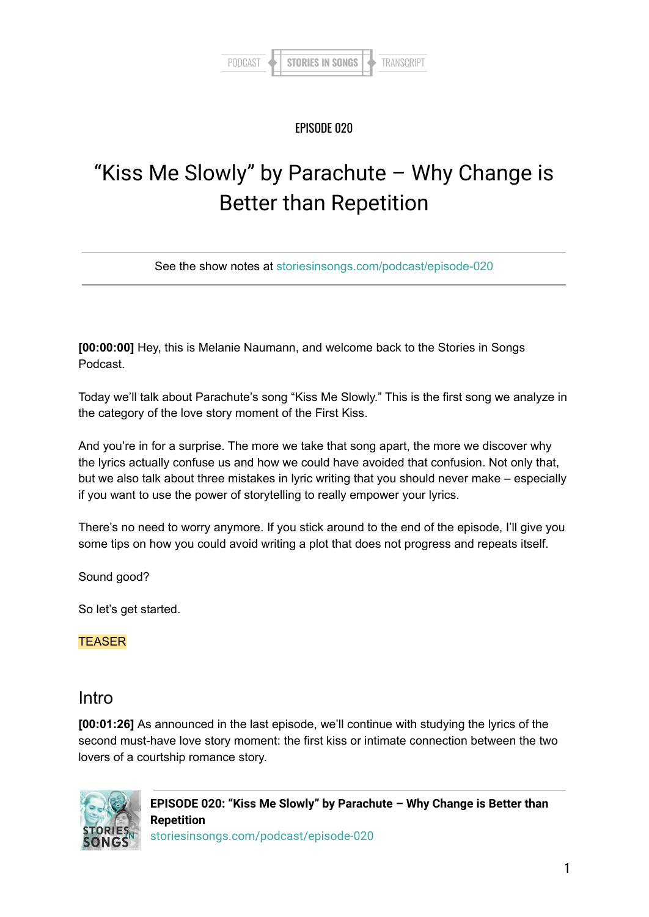EPISODE 020

# "Kiss Me Slowly" by Parachute – Why Change is Better than Repetition

See the show notes at storiesinsongs.com/podcast/episode-020

**[00:00:00]** Hey, this is Melanie Naumann, and welcome back to the Stories in Songs Podcast.

Today we'll talk about Parachute's song "Kiss Me Slowly." This is the first song we analyze in the category of the love story moment of the First Kiss.

And you're in for a surprise. The more we take that song apart, the more we discover why the lyrics actually confuse us and how we could have avoided that confusion. Not only that, but we also talk about three mistakes in lyric writing that you should never make – especially if you want to use the power of storytelling to really empower your lyrics.

There's no need to worry anymore. If you stick around to the end of the episode, I'll give you some tips on how you could avoid writing a plot that does not progress and repeats itself.

Sound good?

So let's get started.

TEASER

## Intro

**[00:01:26]** As announced in the last episode, we'll continue with studying the lyrics of the second must-have love story moment: the first kiss or intimate connection between the two lovers of a courtship romance story.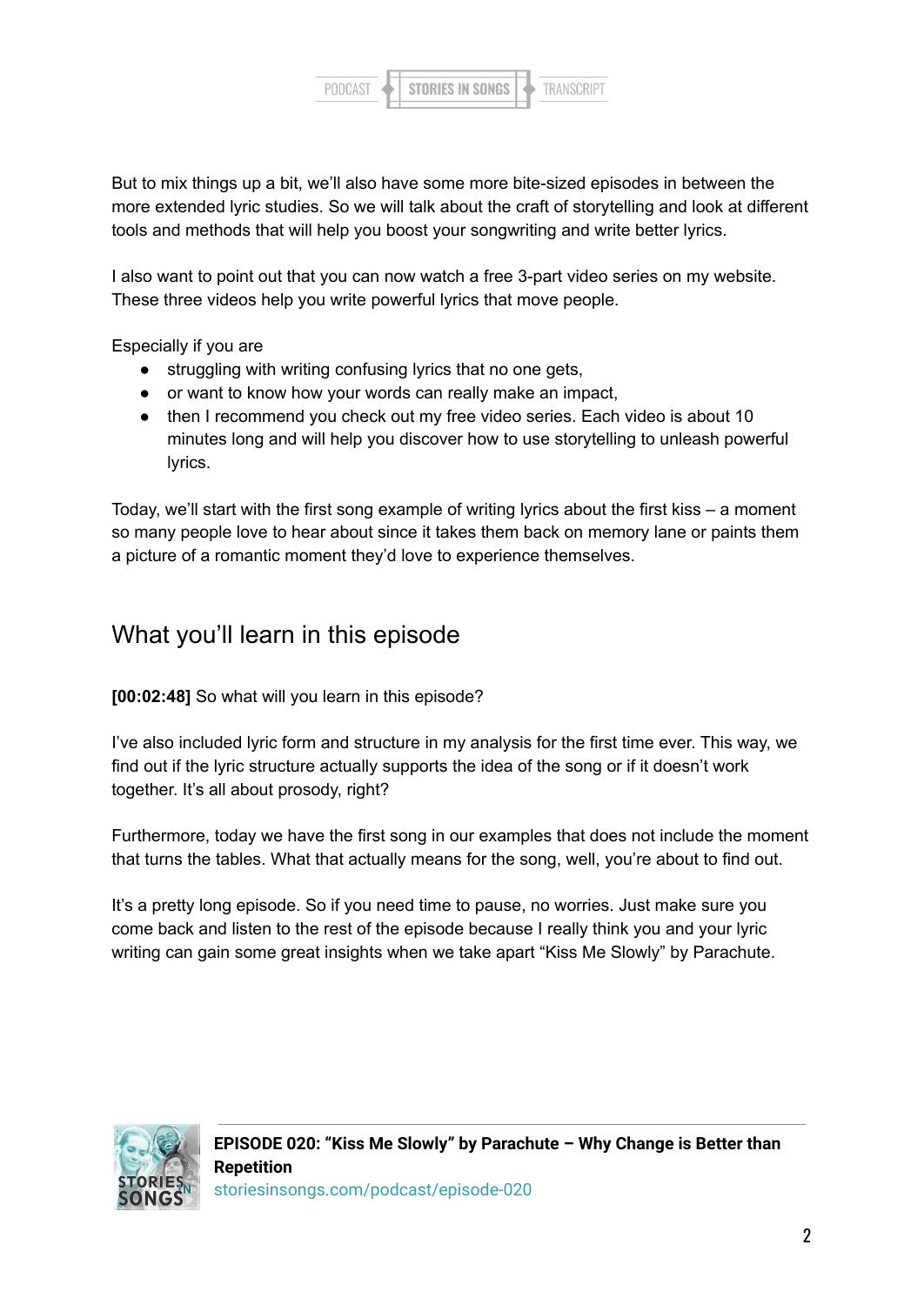But to mix things up a bit, we'll also have some more bite-sized episodes in between the more extended lyric studies. So we will talk about the craft of storytelling and look at different tools and methods that will help you boost your songwriting and write better lyrics.

I also want to point out that you can now watch a free 3-part video series on my website. These three videos help you write powerful lyrics that move people.

Especially if you are

- struggling with writing confusing lyrics that no one gets,
- or want to know how your words can really make an impact,
- then I recommend you check out my free video series. Each video is about 10 minutes long and will help you discover how to use storytelling to unleash powerful lyrics.

Today, we'll start with the first song example of writing lyrics about the first kiss – a moment so many people love to hear about since it takes them back on memory lane or paints them a picture of a romantic moment they'd love to experience themselves.

## What you'll learn in this episode

**[00:02:48]** So what will you learn in this episode?

I've also included lyric form and structure in my analysis for the first time ever. This way, we find out if the lyric structure actually supports the idea of the song or if it doesn't work together. It's all about prosody, right?

Furthermore, today we have the first song in our examples that does not include the moment that turns the tables. What that actually means for the song, well, you're about to find out.

It's a pretty long episode. So if you need time to pause, no worries. Just make sure you come back and listen to the rest of the episode because I really think you and your lyric writing can gain some great insights when we take apart "Kiss Me Slowly" by Parachute.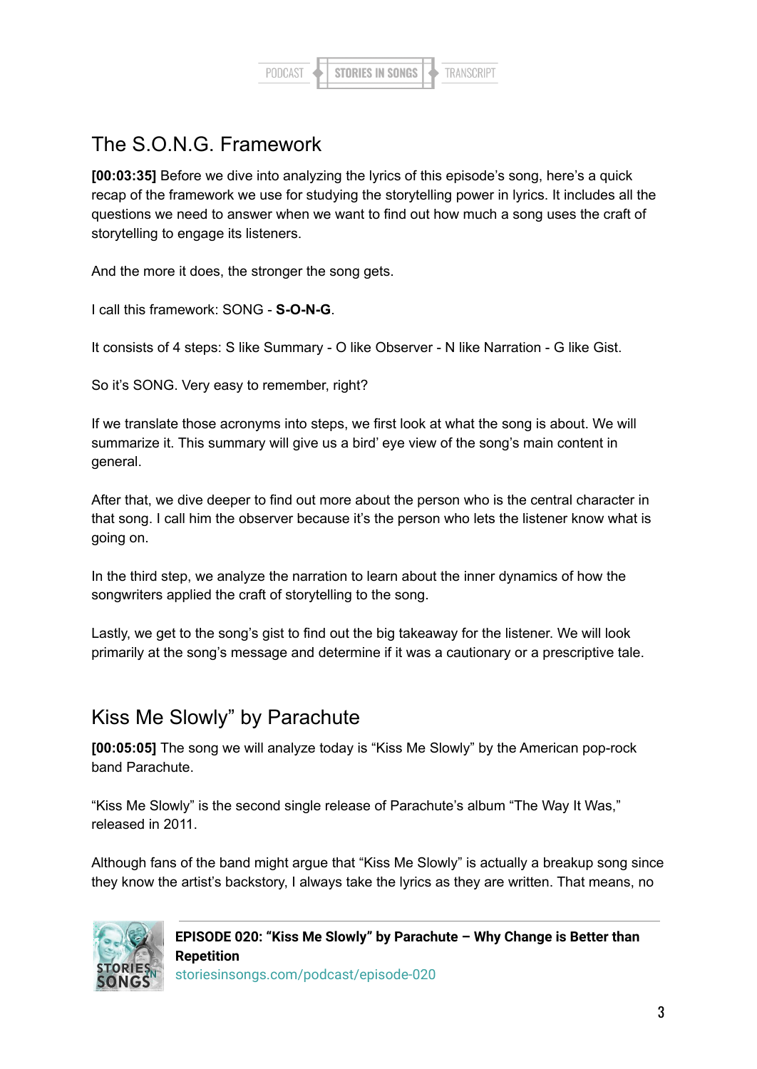## The S.O.N.G. Framework

**[00:03:35]** Before we dive into analyzing the lyrics of this episode's song, here's a quick recap of the framework we use for studying the storytelling power in lyrics. It includes all the questions we need to answer when we want to find out how much a song uses the craft of storytelling to engage its listeners.

And the more it does, the stronger the song gets.

I call this framework: SONG - **S-O-N-G**.

It consists of 4 steps: S like Summary - O like Observer - N like Narration - G like Gist.

So it's SONG. Very easy to remember, right?

If we translate those acronyms into steps, we first look at what the song is about. We will summarize it. This summary will give us a bird' eye view of the song's main content in general.

After that, we dive deeper to find out more about the person who is the central character in that song. I call him the observer because it's the person who lets the listener know what is going on.

In the third step, we analyze the narration to learn about the inner dynamics of how the songwriters applied the craft of storytelling to the song.

Lastly, we get to the song's gist to find out the big takeaway for the listener. We will look primarily at the song's message and determine if it was a cautionary or a prescriptive tale.

## Kiss Me Slowly" by Parachute

**[00:05:05]** The song we will analyze today is "Kiss Me Slowly" by the American pop-rock band Parachute.

"Kiss Me Slowly" is the second single release of Parachute's album "The Way It Was," released in 2011.

Although fans of the band might argue that "Kiss Me Slowly" is actually a breakup song since they know the artist's backstory, I always take the lyrics as they are written. That means, no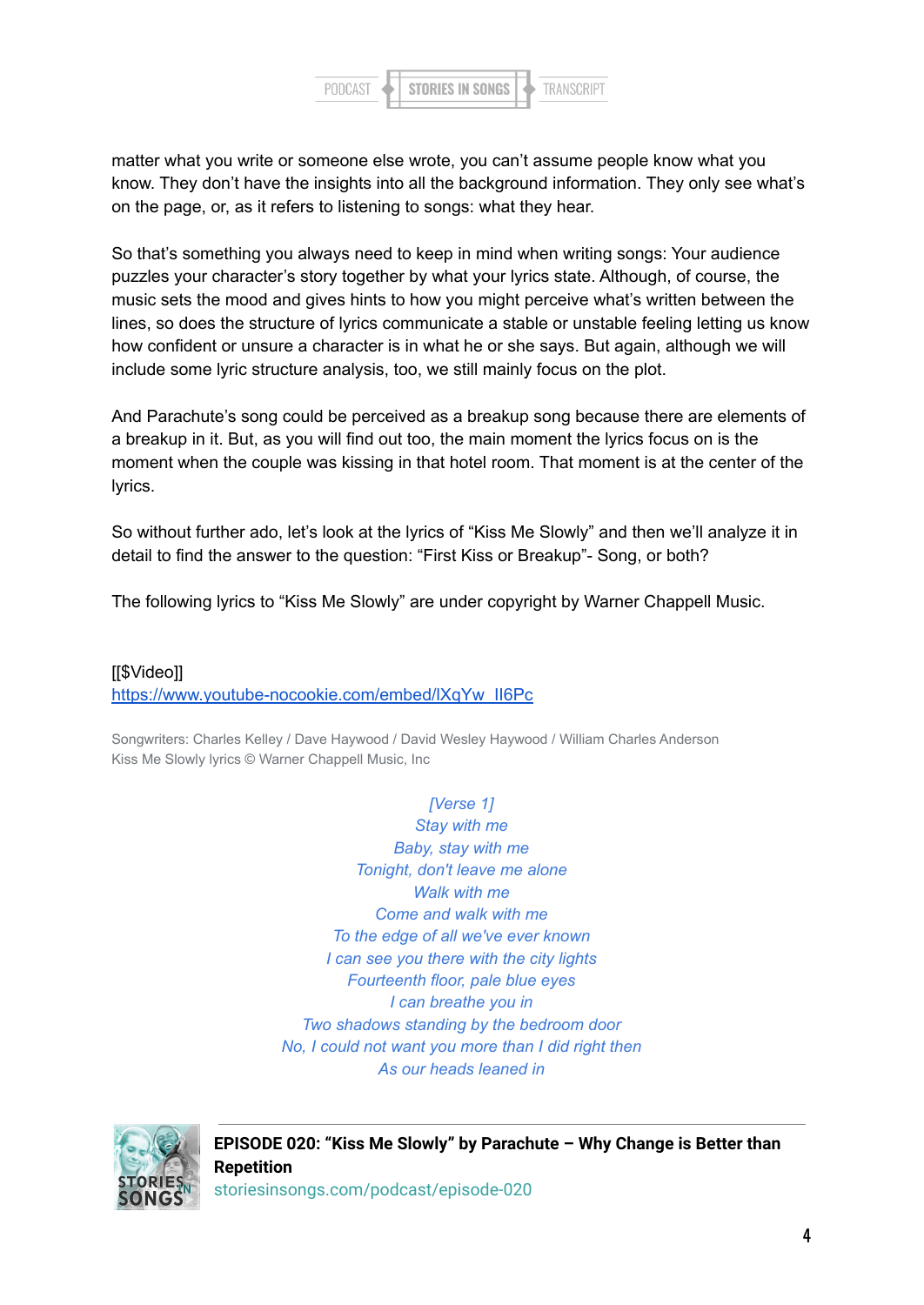matter what you write or someone else wrote, you can't assume people know what you know. They don't have the insights into all the background information. They only see what's on the page, or, as it refers to listening to songs: what they hear.

So that's something you always need to keep in mind when writing songs: Your audience puzzles your character's story together by what your lyrics state. Although, of course, the music sets the mood and gives hints to how you might perceive what's written between the lines, so does the structure of lyrics communicate a stable or unstable feeling letting us know how confident or unsure a character is in what he or she says. But again, although we will include some lyric structure analysis, too, we still mainly focus on the plot.

And Parachute's song could be perceived as a breakup song because there are elements of a breakup in it. But, as you will find out too, the main moment the lyrics focus on is the moment when the couple was kissing in that hotel room. That moment is at the center of the lyrics.

So without further ado, let's look at the lyrics of "Kiss Me Slowly" and then we'll analyze it in detail to find the answer to the question: "First Kiss or Breakup"- Song, or both?

The following lyrics to "Kiss Me Slowly" are under copyright by Warner Chappell Music.

[[$Video]]
https://www.youtube-nocookie.com/embed/lXqYw_Il6Pc

Songwriters: Charles Kelley / Dave Haywood / David Wesley Haywood / William Charles Anderson
Kiss Me Slowly lyrics © Warner Chappell Music, Inc

*[Verse 1]*
*Stay with me*
*Baby, stay with me*
*Tonight, don't leave me alone*
*Walk with me*
*Come and walk with me*
*To the edge of all we've ever known*
*I can see you there with the city lights*
*Fourteenth floor, pale blue eyes*
*I can breathe you in*
*Two shadows standing by the bedroom door*
*No, I could not want you more than I did right then*
*As our heads leaned in*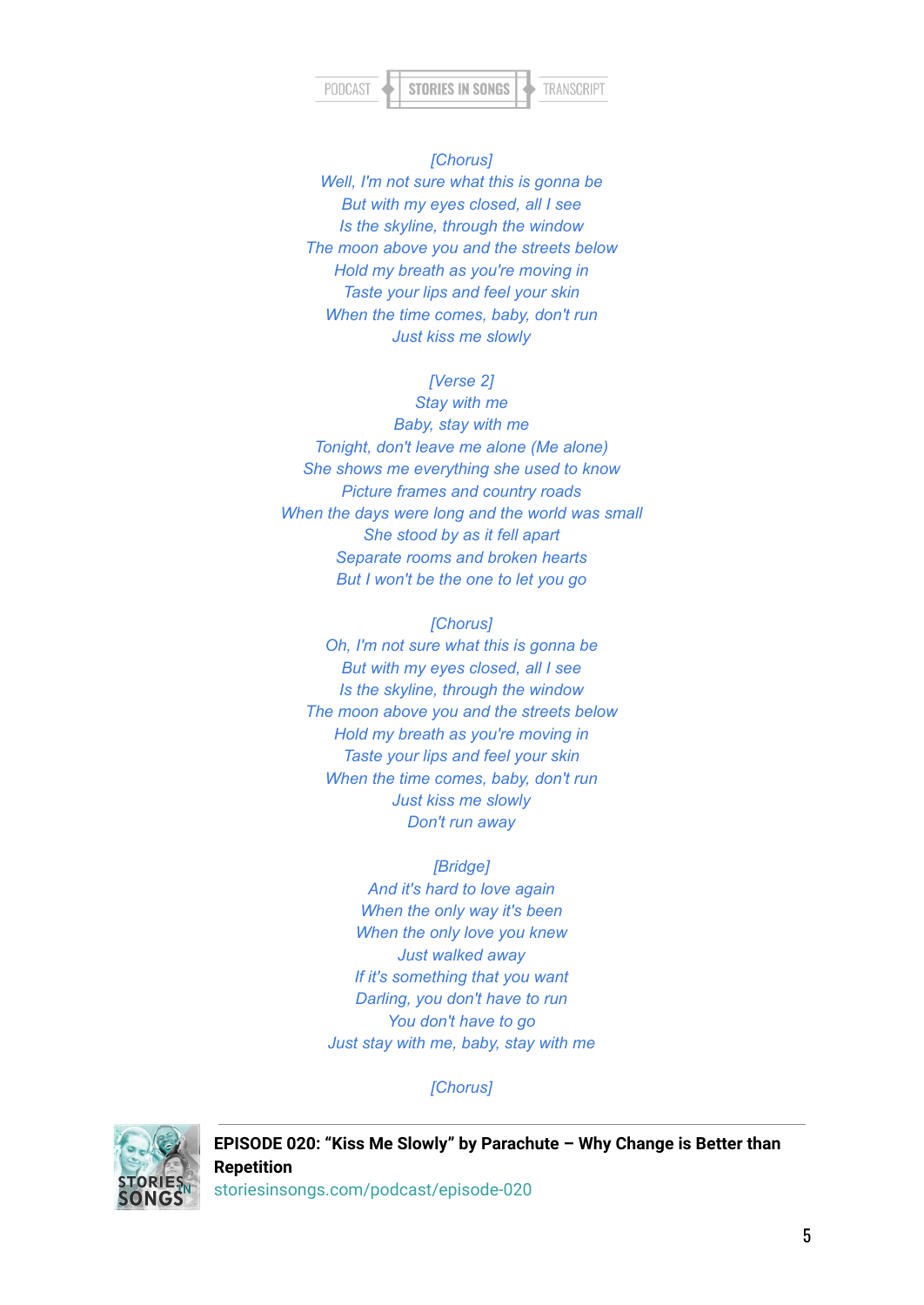*[Chorus]*
*Well, I'm not sure what this is gonna be*
*But with my eyes closed, all I see*
*Is the skyline, through the window*
*The moon above you and the streets below*
*Hold my breath as you're moving in*
*Taste your lips and feel your skin*
*When the time comes, baby, don't run*
*Just kiss me slowly*

*[Verse 2]*
*Stay with me*
*Baby, stay with me*
*Tonight, don't leave me alone (Me alone)*
*She shows me everything she used to know*
*Picture frames and country roads*
*When the days were long and the world was small*
*She stood by as it fell apart*
*Separate rooms and broken hearts*
*But I won't be the one to let you go*

*[Chorus]*
*Oh, I'm not sure what this is gonna be*
*But with my eyes closed, all I see*
*Is the skyline, through the window*
*The moon above you and the streets below*
*Hold my breath as you're moving in*
*Taste your lips and feel your skin*
*When the time comes, baby, don't run*
*Just kiss me slowly*
*Don't run away*

*[Bridge]*
*And it's hard to love again*
*When the only way it's been*
*When the only love you knew*
*Just walked away*
*If it's something that you want*
*Darling, you don't have to run*
*You don't have to go*
*Just stay with me, baby, stay with me*

*[Chorus]*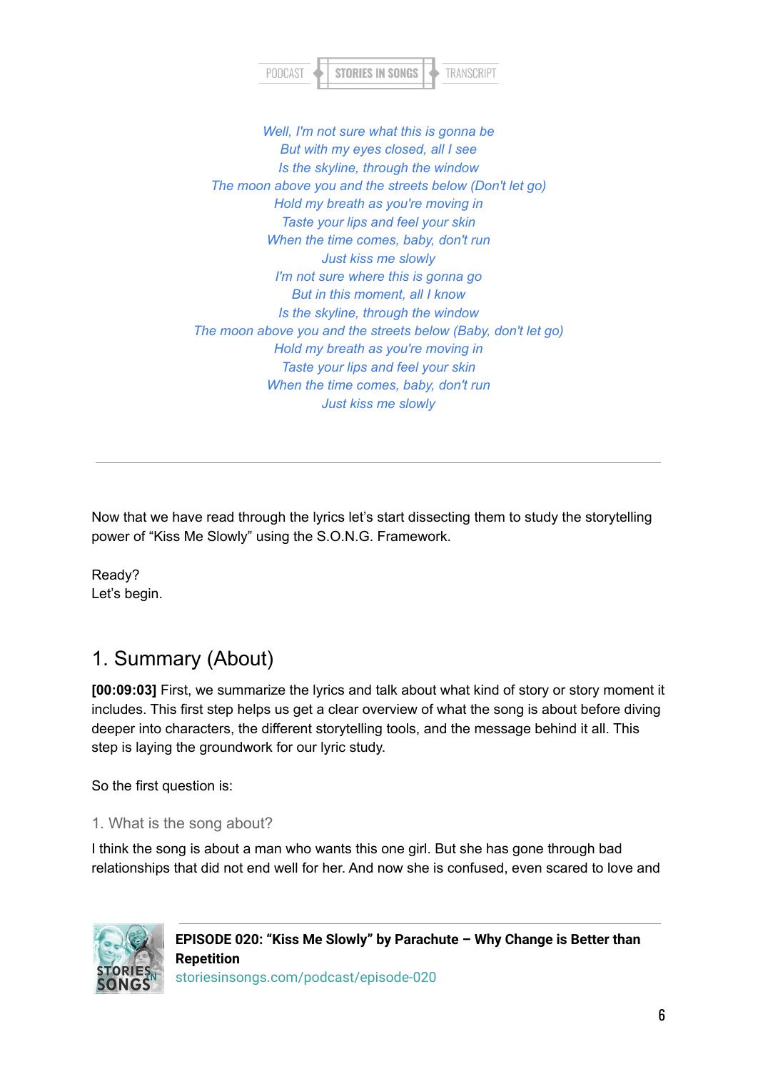*Well, I'm not sure what this is gonna be*
*But with my eyes closed, all I see*
*Is the skyline, through the window*
*The moon above you and the streets below (Don't let go)*
*Hold my breath as you're moving in*
*Taste your lips and feel your skin*
*When the time comes, baby, don't run*
*Just kiss me slowly*
*I'm not sure where this is gonna go*
*But in this moment, all I know*
*Is the skyline, through the window*
*The moon above you and the streets below (Baby, don't let go)*
*Hold my breath as you're moving in*
*Taste your lips and feel your skin*
*When the time comes, baby, don't run*
*Just kiss me slowly*

---

Now that we have read through the lyrics let's start dissecting them to study the storytelling power of "Kiss Me Slowly" using the S.O.N.G. Framework.

Ready?
Let's begin.

## 1. Summary (About)

**[00:09:03]** First, we summarize the lyrics and talk about what kind of story or story moment it includes. This first step helps us get a clear overview of what the song is about before diving deeper into characters, the different storytelling tools, and the message behind it all. This step is laying the groundwork for our lyric study.

So the first question is:

### 1. What is the song about?

I think the song is about a man who wants this one girl. But she has gone through bad relationships that did not end well for her. And now she is confused, even scared to love and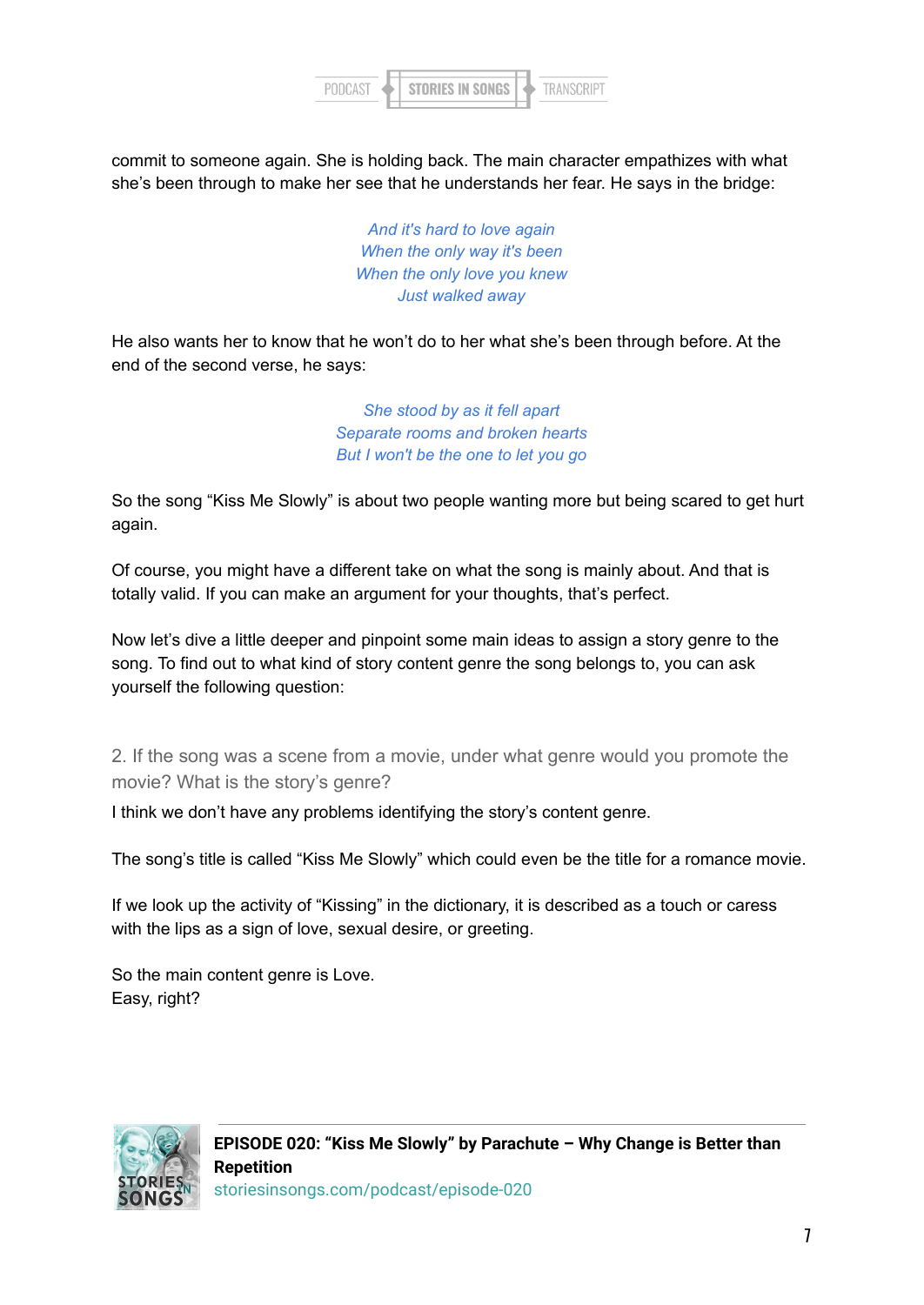commit to someone again. She is holding back. The main character empathizes with what she's been through to make her see that he understands her fear. He says in the bridge:

*And it's hard to love again*
*When the only way it's been*
*When the only love you knew*
*Just walked away*

He also wants her to know that he won't do to her what she's been through before. At the end of the second verse, he says:

*She stood by as it fell apart*
*Separate rooms and broken hearts*
*But I won't be the one to let you go*

So the song "Kiss Me Slowly" is about two people wanting more but being scared to get hurt again.

Of course, you might have a different take on what the song is mainly about. And that is totally valid. If you can make an argument for your thoughts, that's perfect.

Now let's dive a little deeper and pinpoint some main ideas to assign a story genre to the song. To find out to what kind of story content genre the song belongs to, you can ask yourself the following question:

### 2. If the song was a scene from a movie, under what genre would you promote the movie? What is the story's genre?

I think we don't have any problems identifying the story's content genre.

The song's title is called "Kiss Me Slowly" which could even be the title for a romance movie.

If we look up the activity of "Kissing" in the dictionary, it is described as a touch or caress with the lips as a sign of love, sexual desire, or greeting.

So the main content genre is Love.
Easy, right?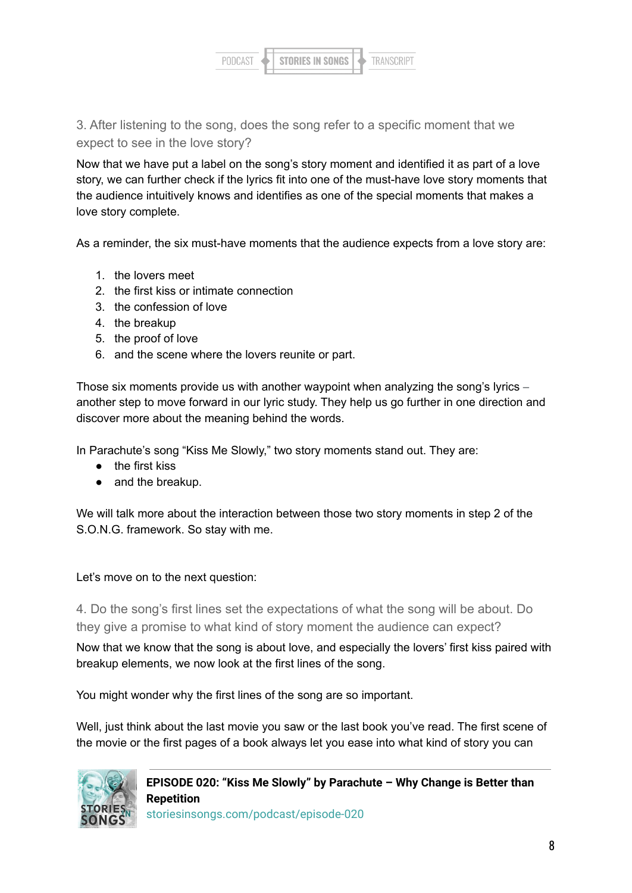### 3. After listening to the song, does the song refer to a specific moment that we expect to see in the love story?

Now that we have put a label on the song's story moment and identified it as part of a love story, we can further check if the lyrics fit into one of the must-have love story moments that the audience intuitively knows and identifies as one of the special moments that makes a love story complete.

As a reminder, the six must-have moments that the audience expects from a love story are:

1. the lovers meet
2. the first kiss or intimate connection
3. the confession of love
4. the breakup
5. the proof of love
6. and the scene where the lovers reunite or part.

Those six moments provide us with another waypoint when analyzing the song's lyrics – another step to move forward in our lyric study. They help us go further in one direction and discover more about the meaning behind the words.

In Parachute's song "Kiss Me Slowly," two story moments stand out. They are:

- the first kiss
- and the breakup.

We will talk more about the interaction between those two story moments in step 2 of the S.O.N.G. framework. So stay with me.

Let's move on to the next question:

### 4. Do the song's first lines set the expectations of what the song will be about. Do they give a promise to what kind of story moment the audience can expect?

Now that we know that the song is about love, and especially the lovers' first kiss paired with breakup elements, we now look at the first lines of the song.

You might wonder why the first lines of the song are so important.

Well, just think about the last movie you saw or the last book you've read. The first scene of the movie or the first pages of a book always let you ease into what kind of story you can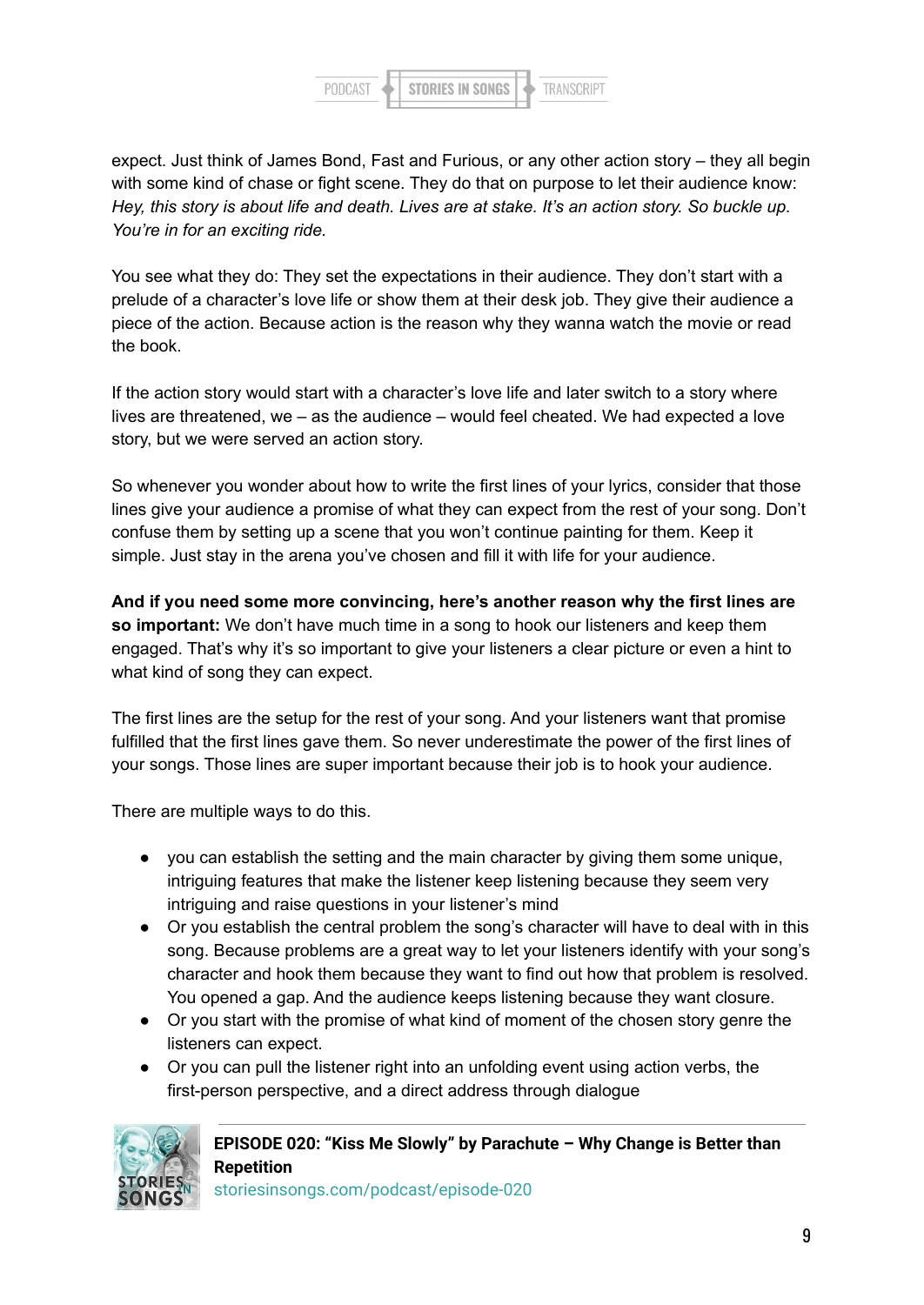expect. Just think of James Bond, Fast and Furious, or any other action story – they all begin with some kind of chase or fight scene. They do that on purpose to let their audience know: *Hey, this story is about life and death. Lives are at stake. It's an action story. So buckle up. You're in for an exciting ride.*

You see what they do: They set the expectations in their audience. They don't start with a prelude of a character's love life or show them at their desk job. They give their audience a piece of the action. Because action is the reason why they wanna watch the movie or read the book.

If the action story would start with a character's love life and later switch to a story where lives are threatened, we – as the audience – would feel cheated. We had expected a love story, but we were served an action story.

So whenever you wonder about how to write the first lines of your lyrics, consider that those lines give your audience a promise of what they can expect from the rest of your song. Don't confuse them by setting up a scene that you won't continue painting for them. Keep it simple. Just stay in the arena you've chosen and fill it with life for your audience.

**And if you need some more convincing, here's another reason why the first lines are so important:** We don't have much time in a song to hook our listeners and keep them engaged. That's why it's so important to give your listeners a clear picture or even a hint to what kind of song they can expect.

The first lines are the setup for the rest of your song. And your listeners want that promise fulfilled that the first lines gave them. So never underestimate the power of the first lines of your songs. Those lines are super important because their job is to hook your audience.

There are multiple ways to do this.

- you can establish the setting and the main character by giving them some unique, intriguing features that make the listener keep listening because they seem very intriguing and raise questions in your listener's mind
- Or you establish the central problem the song's character will have to deal with in this song. Because problems are a great way to let your listeners identify with your song's character and hook them because they want to find out how that problem is resolved. You opened a gap. And the audience keeps listening because they want closure.
- Or you start with the promise of what kind of moment of the chosen story genre the listeners can expect.
- Or you can pull the listener right into an unfolding event using action verbs, the first-person perspective, and a direct address through dialogue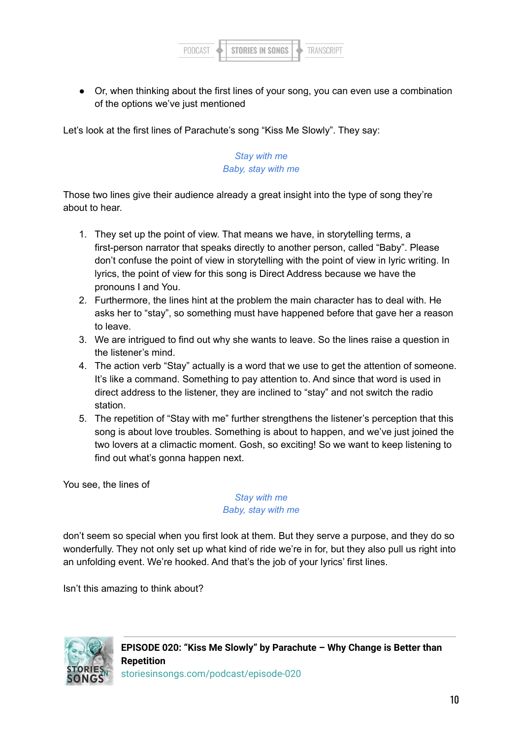- Or, when thinking about the first lines of your song, you can even use a combination of the options we've just mentioned

Let's look at the first lines of Parachute's song "Kiss Me Slowly". They say:

*Stay with me*
*Baby, stay with me*

Those two lines give their audience already a great insight into the type of song they're about to hear.

1. They set up the point of view. That means we have, in storytelling terms, a first-person narrator that speaks directly to another person, called "Baby". Please don't confuse the point of view in storytelling with the point of view in lyric writing. In lyrics, the point of view for this song is Direct Address because we have the pronouns I and You.
2. Furthermore, the lines hint at the problem the main character has to deal with. He asks her to "stay", so something must have happened before that gave her a reason to leave.
3. We are intrigued to find out why she wants to leave. So the lines raise a question in the listener's mind.
4. The action verb "Stay" actually is a word that we use to get the attention of someone. It's like a command. Something to pay attention to. And since that word is used in direct address to the listener, they are inclined to "stay" and not switch the radio station.
5. The repetition of "Stay with me" further strengthens the listener's perception that this song is about love troubles. Something is about to happen, and we've just joined the two lovers at a climactic moment. Gosh, so exciting! So we want to keep listening to find out what's gonna happen next.

You see, the lines of

*Stay with me*
*Baby, stay with me*

don't seem so special when you first look at them. But they serve a purpose, and they do so wonderfully. They not only set up what kind of ride we're in for, but they also pull us right into an unfolding event. We're hooked. And that's the job of your lyrics' first lines.

Isn't this amazing to think about?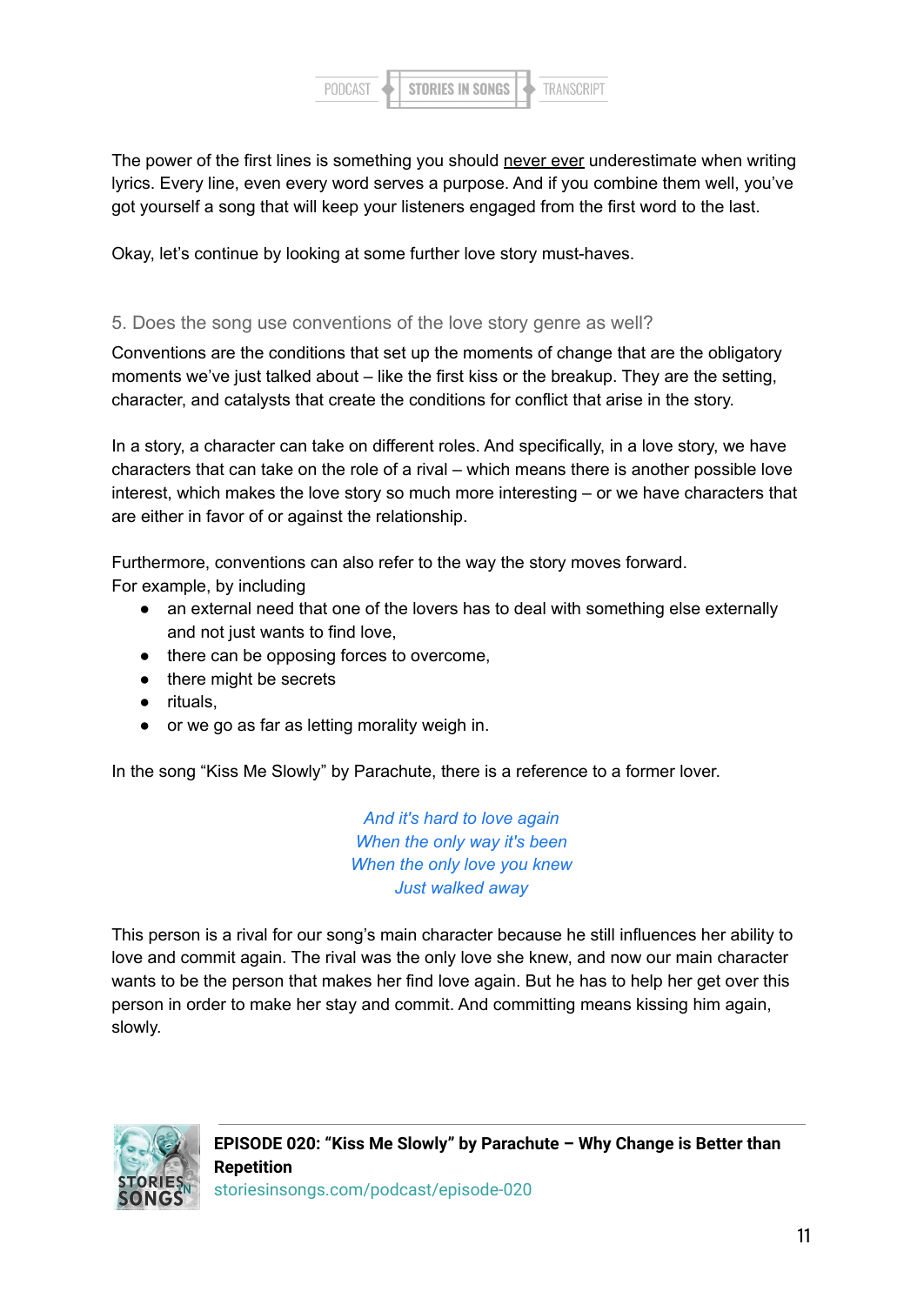The power of the first lines is something you should <u>never ever</u> underestimate when writing lyrics. Every line, even every word serves a purpose. And if you combine them well, you've got yourself a song that will keep your listeners engaged from the first word to the last.

Okay, let's continue by looking at some further love story must-haves.

### 5. Does the song use conventions of the love story genre as well?

Conventions are the conditions that set up the moments of change that are the obligatory moments we've just talked about – like the first kiss or the breakup. They are the setting, character, and catalysts that create the conditions for conflict that arise in the story.

In a story, a character can take on different roles. And specifically, in a love story, we have characters that can take on the role of a rival – which means there is another possible love interest, which makes the love story so much more interesting – or we have characters that are either in favor of or against the relationship.

Furthermore, conventions can also refer to the way the story moves forward.
For example, by including

- an external need that one of the lovers has to deal with something else externally and not just wants to find love,
- there can be opposing forces to overcome,
- there might be secrets
- rituals,
- or we go as far as letting morality weigh in.

In the song "Kiss Me Slowly" by Parachute, there is a reference to a former lover.

*And it's hard to love again*
*When the only way it's been*
*When the only love you knew*
*Just walked away*

This person is a rival for our song's main character because he still influences her ability to love and commit again. The rival was the only love she knew, and now our main character wants to be the person that makes her find love again. But he has to help her get over this person in order to make her stay and commit. And committing means kissing him again, slowly.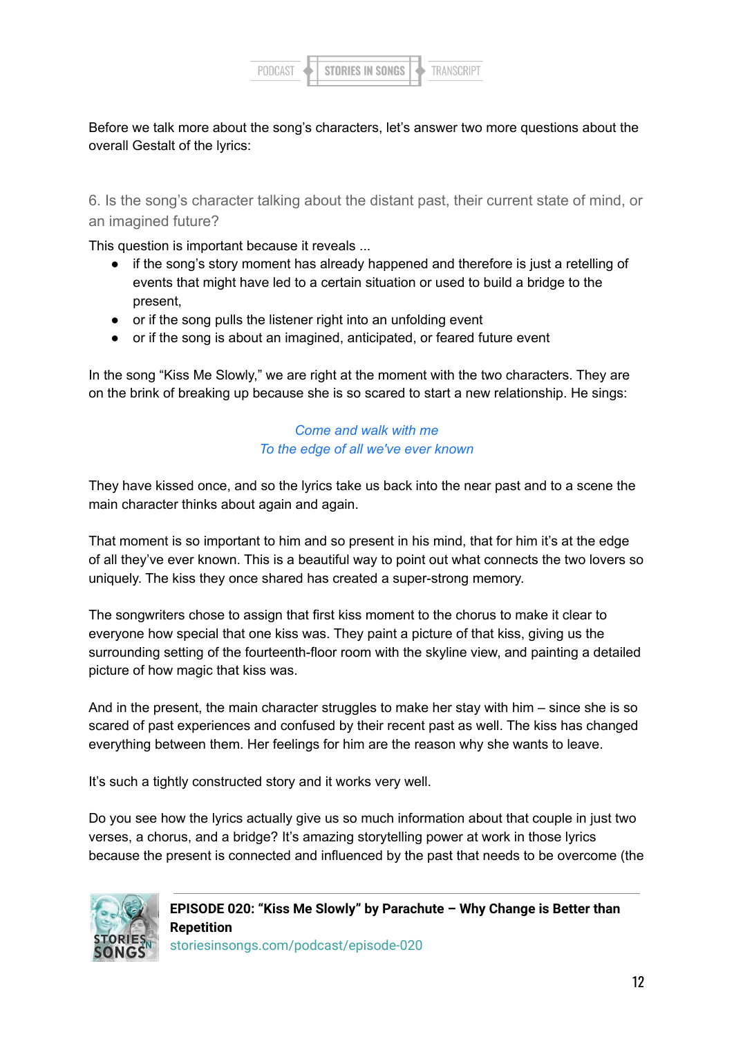Before we talk more about the song's characters, let's answer two more questions about the overall Gestalt of the lyrics:

### 6. Is the song's character talking about the distant past, their current state of mind, or an imagined future?

This question is important because it reveals ...

- if the song's story moment has already happened and therefore is just a retelling of events that might have led to a certain situation or used to build a bridge to the present,
- or if the song pulls the listener right into an unfolding event
- or if the song is about an imagined, anticipated, or feared future event

In the song "Kiss Me Slowly," we are right at the moment with the two characters. They are on the brink of breaking up because she is so scared to start a new relationship. He sings:

*Come and walk with me*
*To the edge of all we've ever known*

They have kissed once, and so the lyrics take us back into the near past and to a scene the main character thinks about again and again.

That moment is so important to him and so present in his mind, that for him it's at the edge of all they've ever known. This is a beautiful way to point out what connects the two lovers so uniquely. The kiss they once shared has created a super-strong memory.

The songwriters chose to assign that first kiss moment to the chorus to make it clear to everyone how special that one kiss was. They paint a picture of that kiss, giving us the surrounding setting of the fourteenth-floor room with the skyline view, and painting a detailed picture of how magic that kiss was.

And in the present, the main character struggles to make her stay with him – since she is so scared of past experiences and confused by their recent past as well. The kiss has changed everything between them. Her feelings for him are the reason why she wants to leave.

It's such a tightly constructed story and it works very well.

Do you see how the lyrics actually give us so much information about that couple in just two verses, a chorus, and a bridge? It's amazing storytelling power at work in those lyrics because the present is connected and influenced by the past that needs to be overcome (the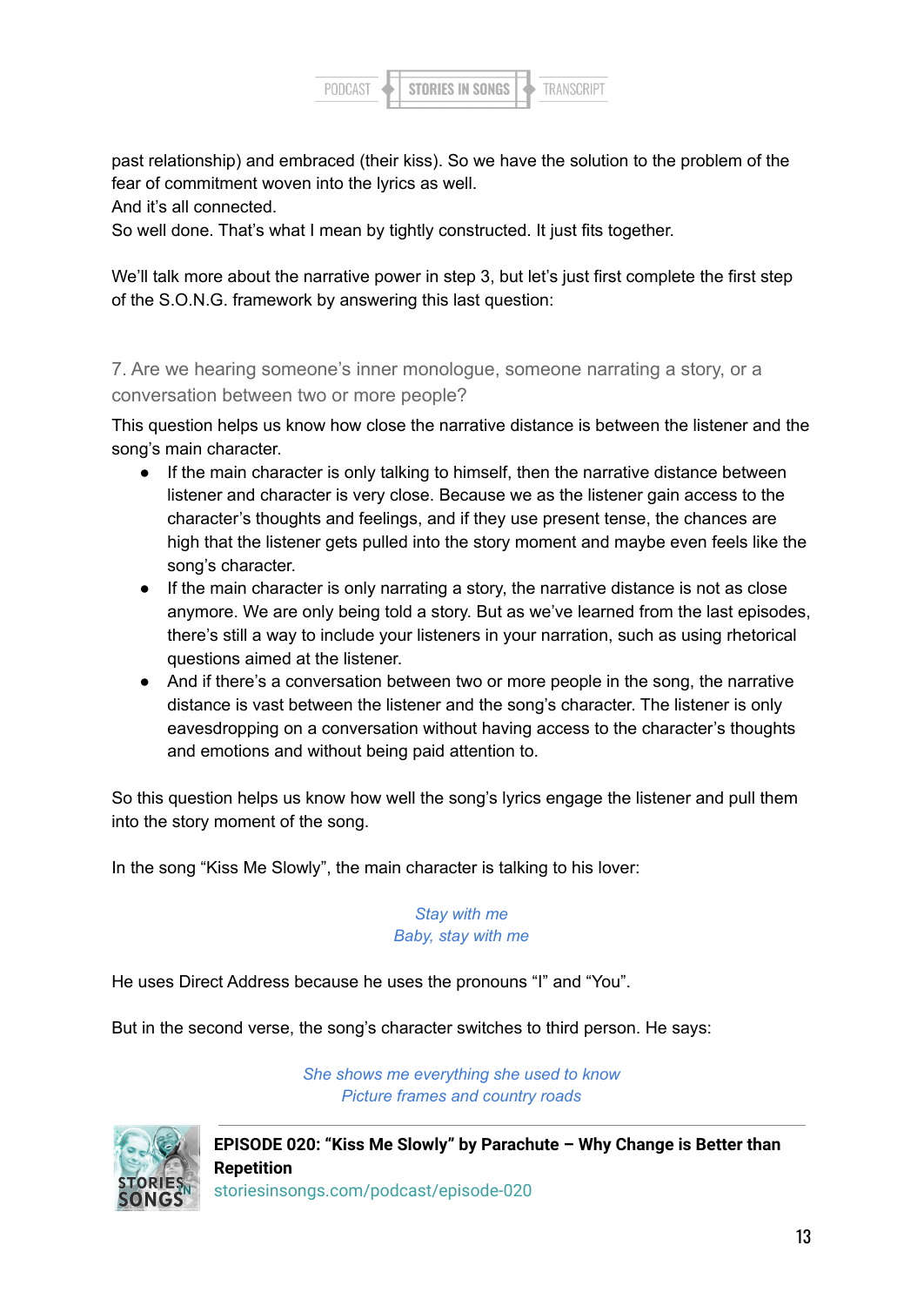past relationship) and embraced (their kiss). So we have the solution to the problem of the fear of commitment woven into the lyrics as well.
And it's all connected.
So well done. That's what I mean by tightly constructed. It just fits together.

We'll talk more about the narrative power in step 3, but let's just first complete the first step of the S.O.N.G. framework by answering this last question:

### 7. Are we hearing someone's inner monologue, someone narrating a story, or a conversation between two or more people?

This question helps us know how close the narrative distance is between the listener and the song's main character.

- If the main character is only talking to himself, then the narrative distance between listener and character is very close. Because we as the listener gain access to the character's thoughts and feelings, and if they use present tense, the chances are high that the listener gets pulled into the story moment and maybe even feels like the song's character.
- If the main character is only narrating a story, the narrative distance is not as close anymore. We are only being told a story. But as we've learned from the last episodes, there's still a way to include your listeners in your narration, such as using rhetorical questions aimed at the listener.
- And if there's a conversation between two or more people in the song, the narrative distance is vast between the listener and the song's character. The listener is only eavesdropping on a conversation without having access to the character's thoughts and emotions and without being paid attention to.

So this question helps us know how well the song's lyrics engage the listener and pull them into the story moment of the song.

In the song "Kiss Me Slowly", the main character is talking to his lover:

*Stay with me*
*Baby, stay with me*

He uses Direct Address because he uses the pronouns "I" and "You".

But in the second verse, the song's character switches to third person. He says:

*She shows me everything she used to know*
*Picture frames and country roads*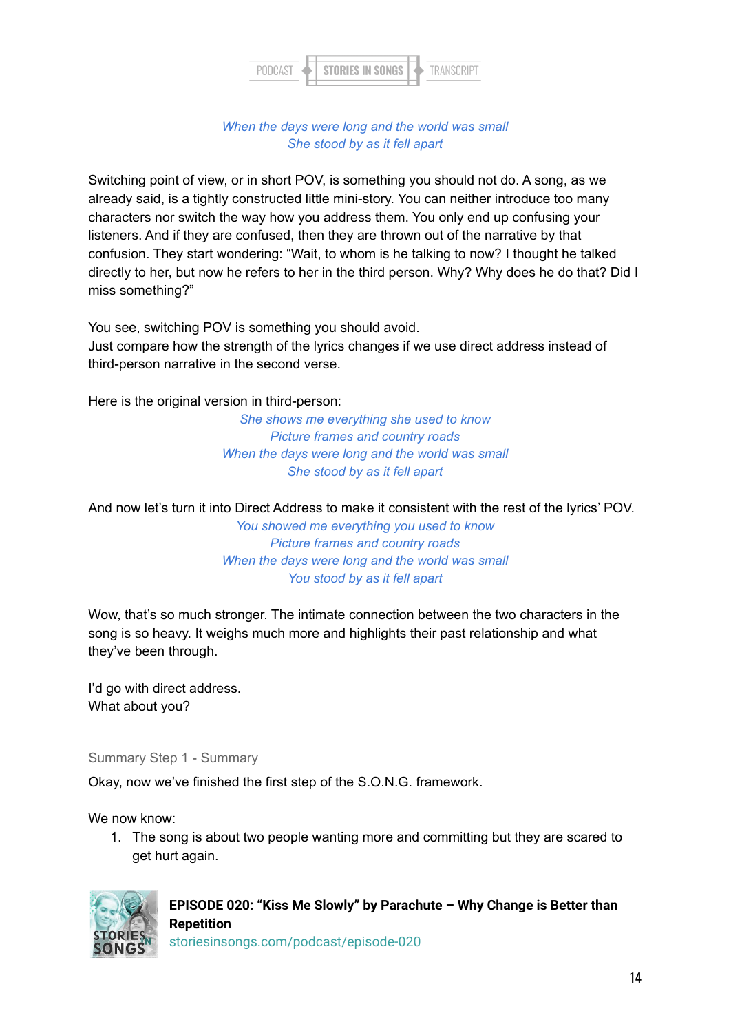*When the days were long and the world was small*
*She stood by as it fell apart*

Switching point of view, or in short POV, is something you should not do. A song, as we already said, is a tightly constructed little mini-story. You can neither introduce too many characters nor switch the way how you address them. You only end up confusing your listeners. And if they are confused, then they are thrown out of the narrative by that confusion. They start wondering: "Wait, to whom is he talking to now? I thought he talked directly to her, but now he refers to her in the third person. Why? Why does he do that? Did I miss something?"

You see, switching POV is something you should avoid.
Just compare how the strength of the lyrics changes if we use direct address instead of third-person narrative in the second verse.

Here is the original version in third-person:

*She shows me everything she used to know*
*Picture frames and country roads*
*When the days were long and the world was small*
*She stood by as it fell apart*

And now let's turn it into Direct Address to make it consistent with the rest of the lyrics' POV.

*You showed me everything you used to know*
*Picture frames and country roads*
*When the days were long and the world was small*
*You stood by as it fell apart*

Wow, that's so much stronger. The intimate connection between the two characters in the song is so heavy. It weighs much more and highlights their past relationship and what they've been through.

I'd go with direct address.
What about you?

### Summary Step 1 - Summary

Okay, now we've finished the first step of the S.O.N.G. framework.

We now know:

1. The song is about two people wanting more and committing but they are scared to get hurt again.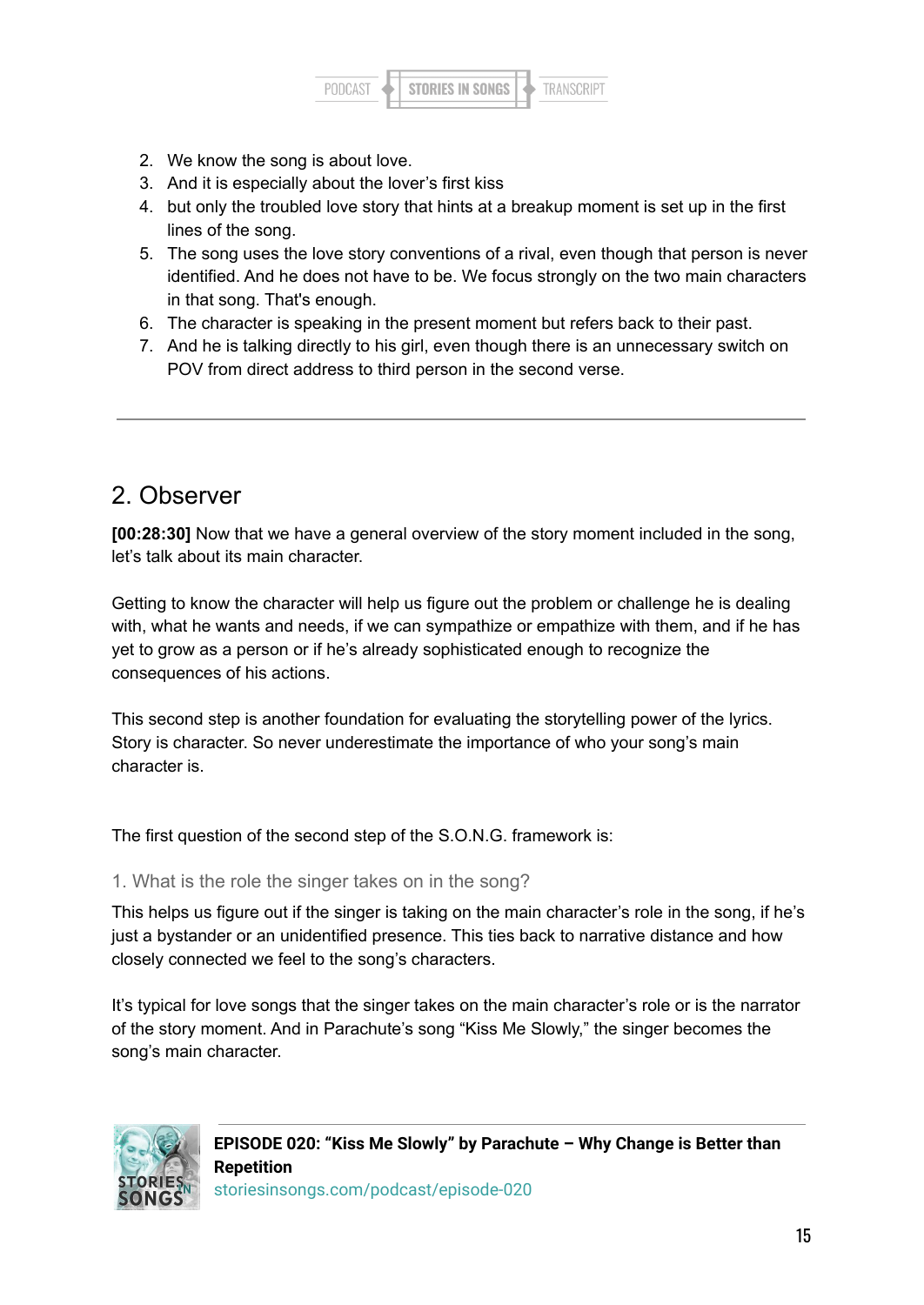2. We know the song is about love.
3. And it is especially about the lover's first kiss
4. but only the troubled love story that hints at a breakup moment is set up in the first lines of the song.
5. The song uses the love story conventions of a rival, even though that person is never identified. And he does not have to be. We focus strongly on the two main characters in that song. That's enough.
6. The character is speaking in the present moment but refers back to their past.
7. And he is talking directly to his girl, even though there is an unnecessary switch on POV from direct address to third person in the second verse.

---

## 2. Observer

**[00:28:30]** Now that we have a general overview of the story moment included in the song, let's talk about its main character.

Getting to know the character will help us figure out the problem or challenge he is dealing with, what he wants and needs, if we can sympathize or empathize with them, and if he has yet to grow as a person or if he's already sophisticated enough to recognize the consequences of his actions.

This second step is another foundation for evaluating the storytelling power of the lyrics. Story is character. So never underestimate the importance of who your song's main character is.

The first question of the second step of the S.O.N.G. framework is:

### 1. What is the role the singer takes on in the song?

This helps us figure out if the singer is taking on the main character's role in the song, if he's just a bystander or an unidentified presence. This ties back to narrative distance and how closely connected we feel to the song's characters.

It's typical for love songs that the singer takes on the main character's role or is the narrator of the story moment. And in Parachute's song "Kiss Me Slowly," the singer becomes the song's main character.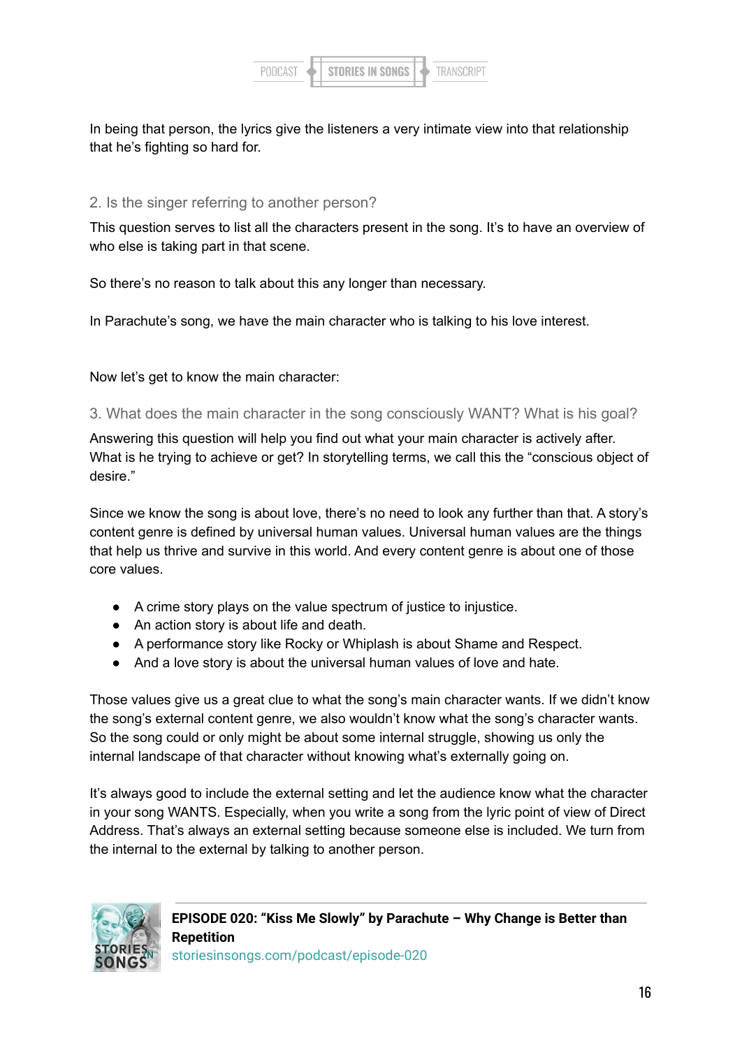In being that person, the lyrics give the listeners a very intimate view into that relationship that he's fighting so hard for.

### 2. Is the singer referring to another person?

This question serves to list all the characters present in the song. It's to have an overview of who else is taking part in that scene.

So there's no reason to talk about this any longer than necessary.

In Parachute's song, we have the main character who is talking to his love interest.

Now let's get to know the main character:

### 3. What does the main character in the song consciously WANT? What is his goal?

Answering this question will help you find out what your main character is actively after. What is he trying to achieve or get? In storytelling terms, we call this the "conscious object of desire."

Since we know the song is about love, there's no need to look any further than that. A story's content genre is defined by universal human values. Universal human values are the things that help us thrive and survive in this world. And every content genre is about one of those core values.

- A crime story plays on the value spectrum of justice to injustice.
- An action story is about life and death.
- A performance story like Rocky or Whiplash is about Shame and Respect.
- And a love story is about the universal human values of love and hate.

Those values give us a great clue to what the song's main character wants. If we didn't know the song's external content genre, we also wouldn't know what the song's character wants. So the song could or only might be about some internal struggle, showing us only the internal landscape of that character without knowing what's externally going on.

It's always good to include the external setting and let the audience know what the character in your song WANTS. Especially, when you write a song from the lyric point of view of Direct Address. That's always an external setting because someone else is included. We turn from the internal to the external by talking to another person.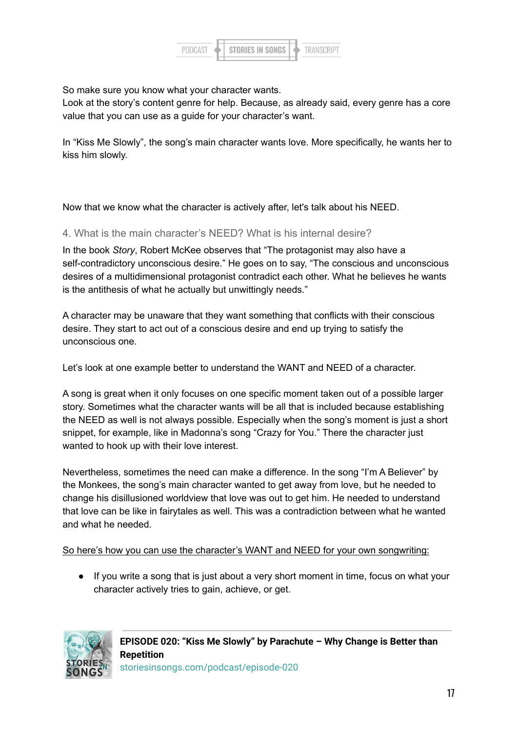So make sure you know what your character wants.
Look at the story's content genre for help. Because, as already said, every genre has a core value that you can use as a guide for your character's want.

In "Kiss Me Slowly", the song's main character wants love. More specifically, he wants her to kiss him slowly.

Now that we know what the character is actively after, let's talk about his NEED.

### 4. What is the main character's NEED? What is his internal desire?

In the book *Story*, Robert McKee observes that "The protagonist may also have a self-contradictory unconscious desire." He goes on to say, "The conscious and unconscious desires of a multidimensional protagonist contradict each other. What he believes he wants is the antithesis of what he actually but unwittingly needs."

A character may be unaware that they want something that conflicts with their conscious desire. They start to act out of a conscious desire and end up trying to satisfy the unconscious one.

Let's look at one example better to understand the WANT and NEED of a character.

A song is great when it only focuses on one specific moment taken out of a possible larger story. Sometimes what the character wants will be all that is included because establishing the NEED as well is not always possible. Especially when the song's moment is just a short snippet, for example, like in Madonna's song "Crazy for You." There the character just wanted to hook up with their love interest.

Nevertheless, sometimes the need can make a difference. In the song "I'm A Believer" by the Monkees, the song's main character wanted to get away from love, but he needed to change his disillusioned worldview that love was out to get him. He needed to understand that love can be like in fairytales as well. This was a contradiction between what he wanted and what he needed.

<u>So here's how you can use the character's WANT and NEED for your own songwriting:</u>

- If you write a song that is just about a very short moment in time, focus on what your character actively tries to gain, achieve, or get.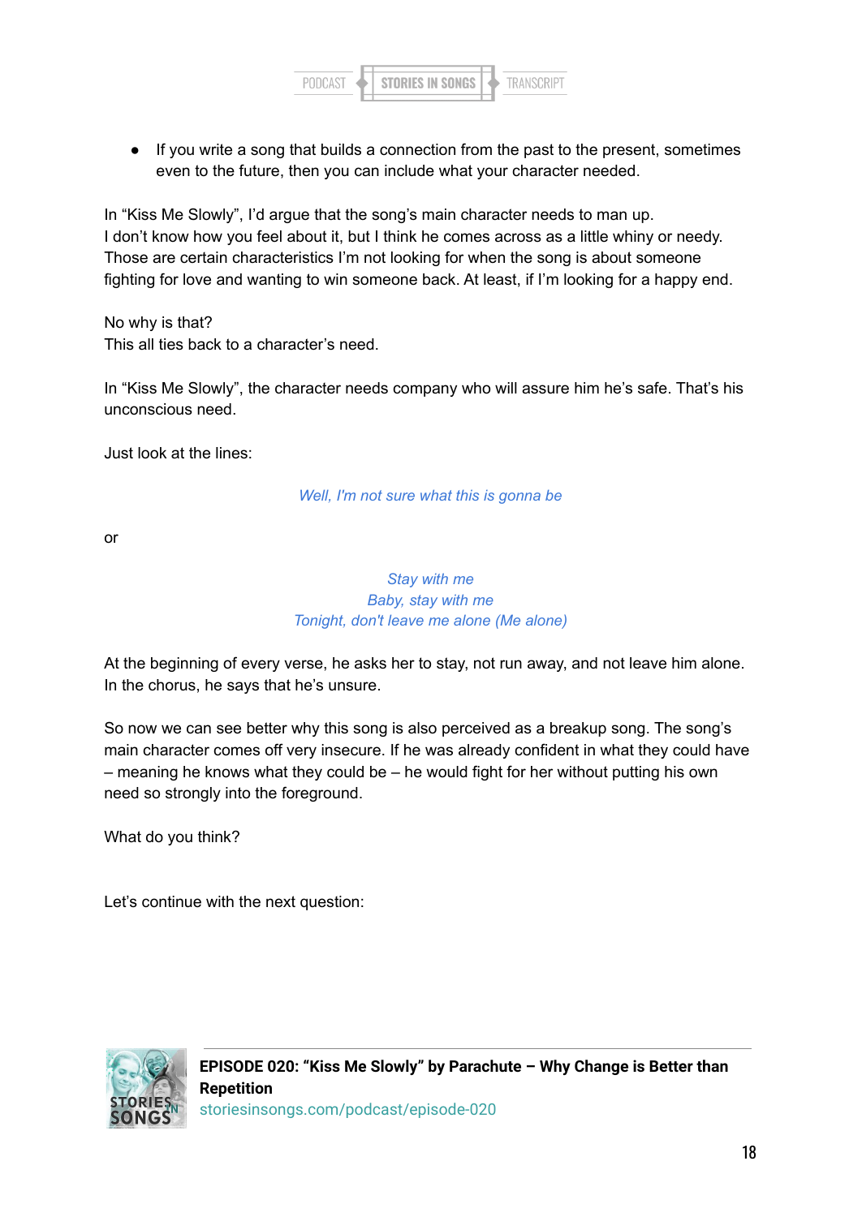- If you write a song that builds a connection from the past to the present, sometimes even to the future, then you can include what your character needed.

In “Kiss Me Slowly”, I’d argue that the song’s main character needs to man up.
I don’t know how you feel about it, but I think he comes across as a little whiny or needy. Those are certain characteristics I’m not looking for when the song is about someone fighting for love and wanting to win someone back. At least, if I’m looking for a happy end.

No why is that?
This all ties back to a character’s need.

In “Kiss Me Slowly”, the character needs company who will assure him he’s safe. That’s his unconscious need.

Just look at the lines:

*Well, I'm not sure what this is gonna be*

or

*Stay with me*
*Baby, stay with me*
*Tonight, don't leave me alone (Me alone)*

At the beginning of every verse, he asks her to stay, not run away, and not leave him alone. In the chorus, he says that he’s unsure.

So now we can see better why this song is also perceived as a breakup song. The song’s main character comes off very insecure. If he was already confident in what they could have – meaning he knows what they could be – he would fight for her without putting his own need so strongly into the foreground.

What do you think?

Let’s continue with the next question: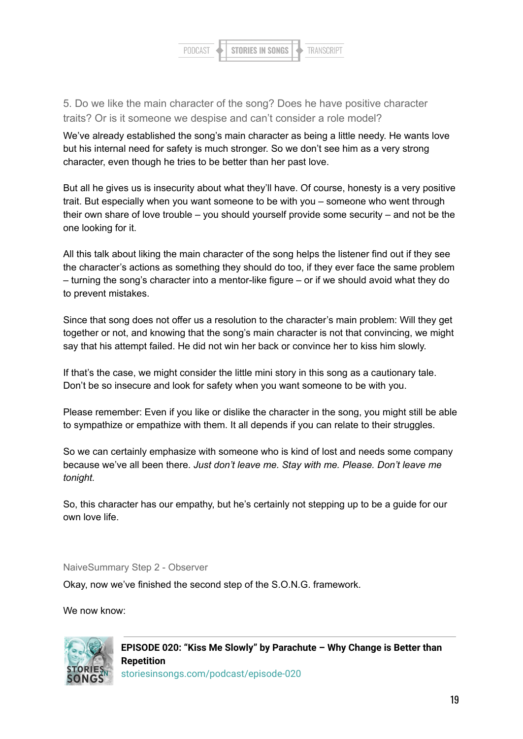### 5. Do we like the main character of the song? Does he have positive character traits? Or is it someone we despise and can't consider a role model?

We've already established the song's main character as being a little needy. He wants love but his internal need for safety is much stronger. So we don't see him as a very strong character, even though he tries to be better than her past love.

But all he gives us is insecurity about what they'll have. Of course, honesty is a very positive trait. But especially when you want someone to be with you – someone who went through their own share of love trouble – you should yourself provide some security – and not be the one looking for it.

All this talk about liking the main character of the song helps the listener find out if they see the character's actions as something they should do too, if they ever face the same problem – turning the song's character into a mentor-like figure – or if we should avoid what they do to prevent mistakes.

Since that song does not offer us a resolution to the character's main problem: Will they get together or not, and knowing that the song's main character is not that convincing, we might say that his attempt failed. He did not win her back or convince her to kiss him slowly.

If that's the case, we might consider the little mini story in this song as a cautionary tale. Don't be so insecure and look for safety when you want someone to be with you.

Please remember: Even if you like or dislike the character in the song, you might still be able to sympathize or empathize with them. It all depends if you can relate to their struggles.

So we can certainly emphasize with someone who is kind of lost and needs some company because we've all been there. *Just don't leave me. Stay with me. Please. Don't leave me tonight.*

So, this character has our empathy, but he's certainly not stepping up to be a guide for our own love life.

### NaiveSummary Step 2 - Observer

Okay, now we've finished the second step of the S.O.N.G. framework.

We now know: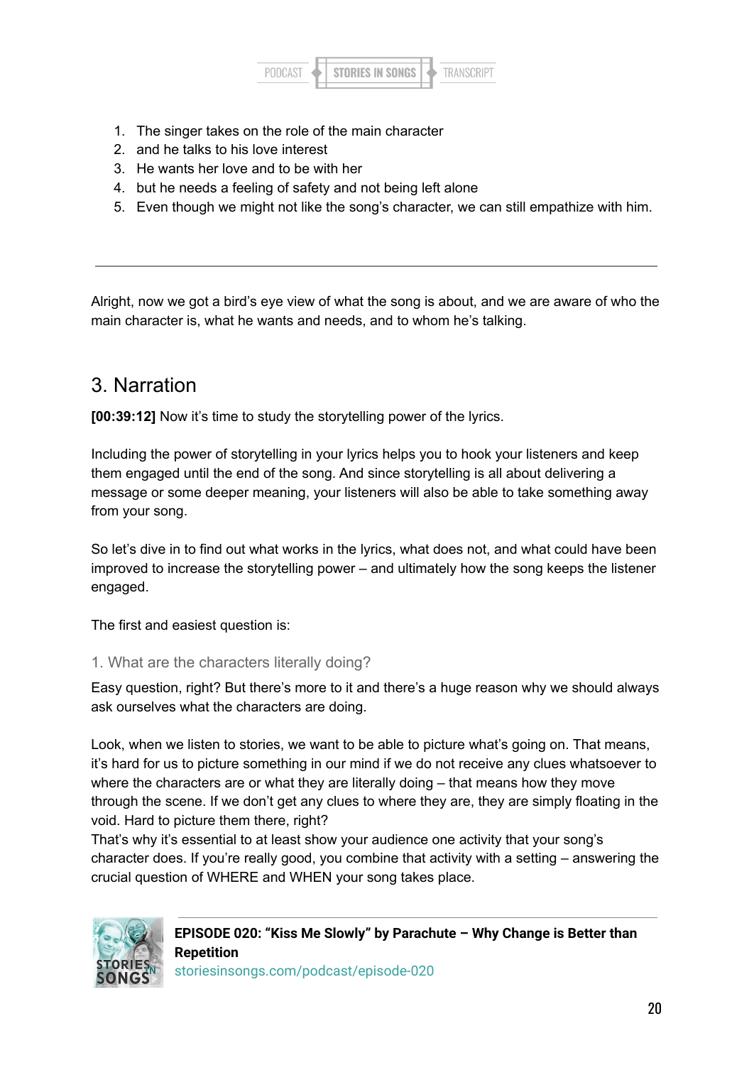1. The singer takes on the role of the main character
2. and he talks to his love interest
3. He wants her love and to be with her
4. but he needs a feeling of safety and not being left alone
5. Even though we might not like the song's character, we can still empathize with him.

---

Alright, now we got a bird's eye view of what the song is about, and we are aware of who the main character is, what he wants and needs, and to whom he's talking.

## 3. Narration

**[00:39:12]** Now it's time to study the storytelling power of the lyrics.

Including the power of storytelling in your lyrics helps you to hook your listeners and keep them engaged until the end of the song. And since storytelling is all about delivering a message or some deeper meaning, your listeners will also be able to take something away from your song.

So let's dive in to find out what works in the lyrics, what does not, and what could have been improved to increase the storytelling power – and ultimately how the song keeps the listener engaged.

The first and easiest question is:

### 1. What are the characters literally doing?

Easy question, right? But there's more to it and there's a huge reason why we should always ask ourselves what the characters are doing.

Look, when we listen to stories, we want to be able to picture what's going on. That means, it's hard for us to picture something in our mind if we do not receive any clues whatsoever to where the characters are or what they are literally doing – that means how they move through the scene. If we don't get any clues to where they are, they are simply floating in the void. Hard to picture them there, right?
That's why it's essential to at least show your audience one activity that your song's character does. If you're really good, you combine that activity with a setting – answering the crucial question of WHERE and WHEN your song takes place.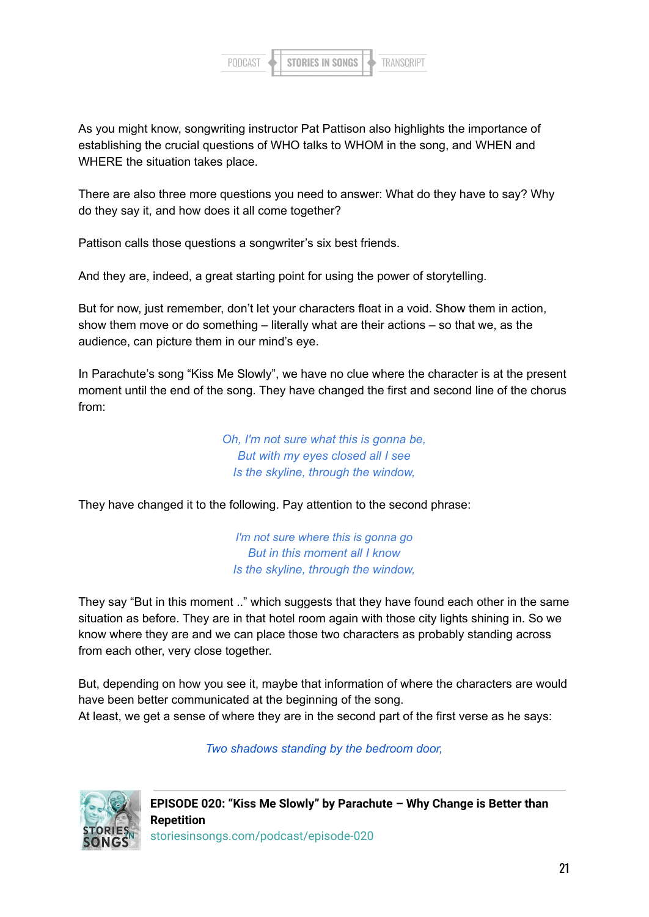As you might know, songwriting instructor Pat Pattison also highlights the importance of establishing the crucial questions of WHO talks to WHOM in the song, and WHEN and WHERE the situation takes place.

There are also three more questions you need to answer: What do they have to say? Why do they say it, and how does it all come together?

Pattison calls those questions a songwriter's six best friends.

And they are, indeed, a great starting point for using the power of storytelling.

But for now, just remember, don't let your characters float in a void. Show them in action, show them move or do something – literally what are their actions – so that we, as the audience, can picture them in our mind's eye.

In Parachute's song "Kiss Me Slowly", we have no clue where the character is at the present moment until the end of the song. They have changed the first and second line of the chorus from:

*Oh, I'm not sure what this is gonna be,*
*But with my eyes closed all I see*
*Is the skyline, through the window,*

They have changed it to the following. Pay attention to the second phrase:

*I'm not sure where this is gonna go*
*But in this moment all I know*
*Is the skyline, through the window,*

They say "But in this moment .." which suggests that they have found each other in the same situation as before. They are in that hotel room again with those city lights shining in. So we know where they are and we can place those two characters as probably standing across from each other, very close together.

But, depending on how you see it, maybe that information of where the characters are would have been better communicated at the beginning of the song.
At least, we get a sense of where they are in the second part of the first verse as he says:

*Two shadows standing by the bedroom door,*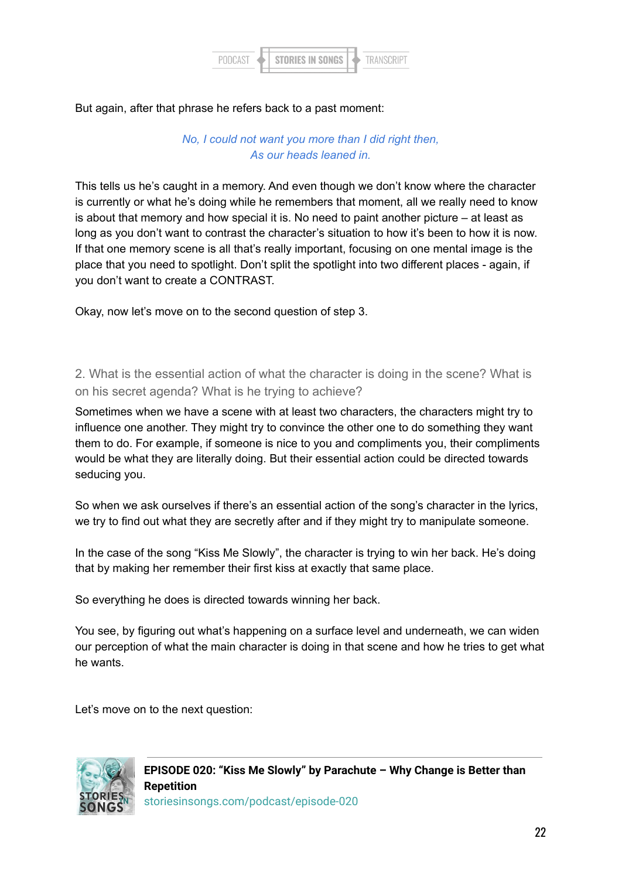But again, after that phrase he refers back to a past moment:

*No, I could not want you more than I did right then,*
*As our heads leaned in.*

This tells us he's caught in a memory. And even though we don't know where the character is currently or what he's doing while he remembers that moment, all we really need to know is about that memory and how special it is. No need to paint another picture – at least as long as you don't want to contrast the character's situation to how it's been to how it is now. If that one memory scene is all that's really important, focusing on one mental image is the place that you need to spotlight. Don't split the spotlight into two different places - again, if you don't want to create a CONTRAST.

Okay, now let's move on to the second question of step 3.

### 2. What is the essential action of what the character is doing in the scene? What is on his secret agenda? What is he trying to achieve?

Sometimes when we have a scene with at least two characters, the characters might try to influence one another. They might try to convince the other one to do something they want them to do. For example, if someone is nice to you and compliments you, their compliments would be what they are literally doing. But their essential action could be directed towards seducing you.

So when we ask ourselves if there's an essential action of the song's character in the lyrics, we try to find out what they are secretly after and if they might try to manipulate someone.

In the case of the song "Kiss Me Slowly", the character is trying to win her back. He's doing that by making her remember their first kiss at exactly that same place.

So everything he does is directed towards winning her back.

You see, by figuring out what's happening on a surface level and underneath, we can widen our perception of what the main character is doing in that scene and how he tries to get what he wants.

Let's move on to the next question: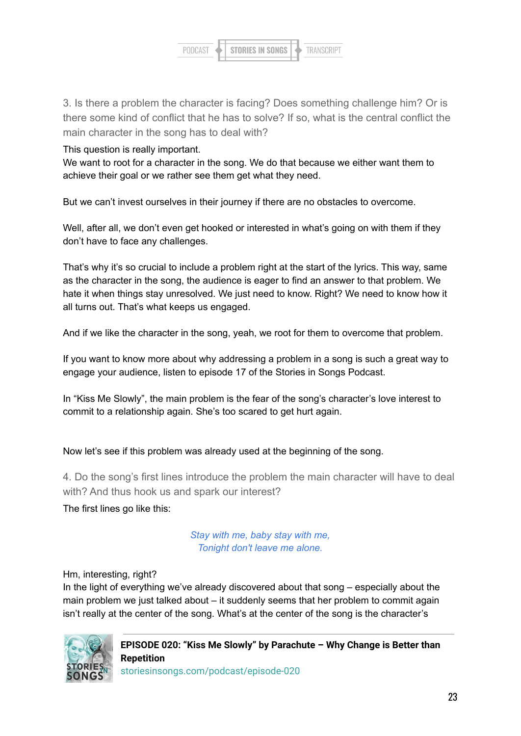### 3. Is there a problem the character is facing? Does something challenge him? Or is there some kind of conflict that he has to solve? If so, what is the central conflict the main character in the song has to deal with?

This question is really important.
We want to root for a character in the song. We do that because we either want them to achieve their goal or we rather see them get what they need.

But we can't invest ourselves in their journey if there are no obstacles to overcome.

Well, after all, we don't even get hooked or interested in what's going on with them if they don't have to face any challenges.

That's why it's so crucial to include a problem right at the start of the lyrics. This way, same as the character in the song, the audience is eager to find an answer to that problem. We hate it when things stay unresolved. We just need to know. Right? We need to know how it all turns out. That's what keeps us engaged.

And if we like the character in the song, yeah, we root for them to overcome that problem.

If you want to know more about why addressing a problem in a song is such a great way to engage your audience, listen to episode 17 of the Stories in Songs Podcast.

In "Kiss Me Slowly", the main problem is the fear of the song's character's love interest to commit to a relationship again. She's too scared to get hurt again.

Now let's see if this problem was already used at the beginning of the song.

### 4. Do the song's first lines introduce the problem the main character will have to deal with? And thus hook us and spark our interest?

The first lines go like this:

*Stay with me, baby stay with me,*
*Tonight don't leave me alone.*

Hm, interesting, right?
In the light of everything we've already discovered about that song – especially about the main problem we just talked about – it suddenly seems that her problem to commit again isn't really at the center of the song. What's at the center of the song is the character's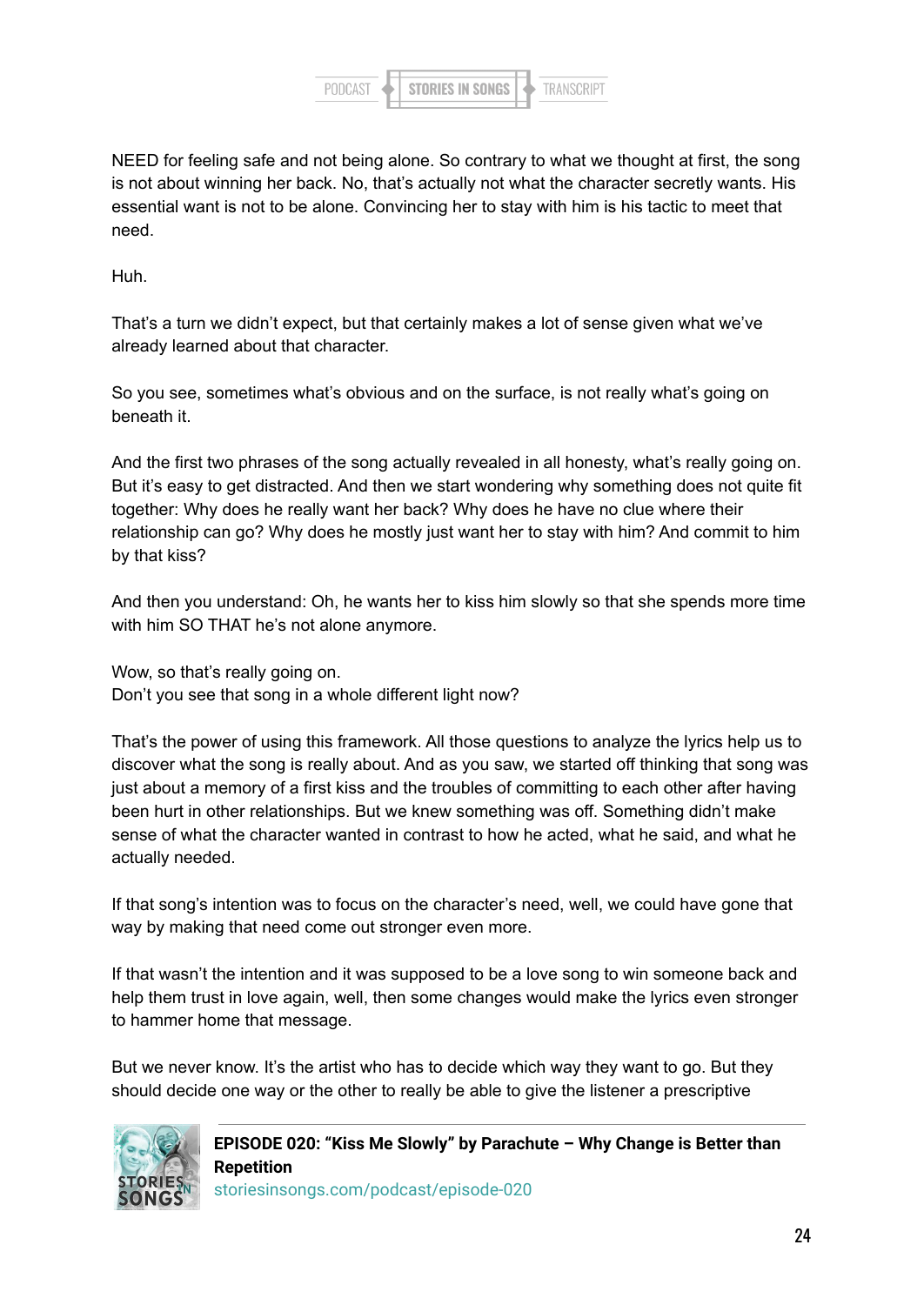NEED for feeling safe and not being alone. So contrary to what we thought at first, the song is not about winning her back. No, that's actually not what the character secretly wants. His essential want is not to be alone. Convincing her to stay with him is his tactic to meet that need.

Huh.

That's a turn we didn't expect, but that certainly makes a lot of sense given what we've already learned about that character.

So you see, sometimes what's obvious and on the surface, is not really what's going on beneath it.

And the first two phrases of the song actually revealed in all honesty, what's really going on. But it's easy to get distracted. And then we start wondering why something does not quite fit together: Why does he really want her back? Why does he have no clue where their relationship can go? Why does he mostly just want her to stay with him? And commit to him by that kiss?

And then you understand: Oh, he wants her to kiss him slowly so that she spends more time with him SO THAT he's not alone anymore.

Wow, so that's really going on.
Don't you see that song in a whole different light now?

That's the power of using this framework. All those questions to analyze the lyrics help us to discover what the song is really about. And as you saw, we started off thinking that song was just about a memory of a first kiss and the troubles of committing to each other after having been hurt in other relationships. But we knew something was off. Something didn't make sense of what the character wanted in contrast to how he acted, what he said, and what he actually needed.

If that song's intention was to focus on the character's need, well, we could have gone that way by making that need come out stronger even more.

If that wasn't the intention and it was supposed to be a love song to win someone back and help them trust in love again, well, then some changes would make the lyrics even stronger to hammer home that message.

But we never know. It's the artist who has to decide which way they want to go. But they should decide one way or the other to really be able to give the listener a prescriptive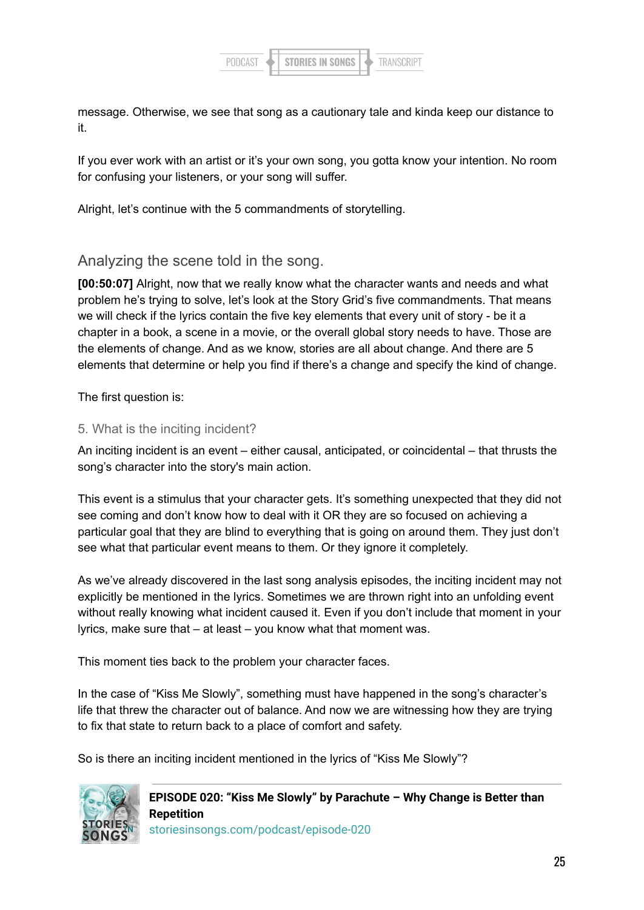message. Otherwise, we see that song as a cautionary tale and kinda keep our distance to it.

If you ever work with an artist or it's your own song, you gotta know your intention. No room for confusing your listeners, or your song will suffer.

Alright, let's continue with the 5 commandments of storytelling.

## Analyzing the scene told in the song.

**[00:50:07]** Alright, now that we really know what the character wants and needs and what problem he's trying to solve, let's look at the Story Grid's five commandments. That means we will check if the lyrics contain the five key elements that every unit of story - be it a chapter in a book, a scene in a movie, or the overall global story needs to have. Those are the elements of change. And as we know, stories are all about change. And there are 5 elements that determine or help you find if there's a change and specify the kind of change.

The first question is:

### 5. What is the inciting incident?

An inciting incident is an event – either causal, anticipated, or coincidental – that thrusts the song's character into the story's main action.

This event is a stimulus that your character gets. It's something unexpected that they did not see coming and don't know how to deal with it OR they are so focused on achieving a particular goal that they are blind to everything that is going on around them. They just don't see what that particular event means to them. Or they ignore it completely.

As we've already discovered in the last song analysis episodes, the inciting incident may not explicitly be mentioned in the lyrics. Sometimes we are thrown right into an unfolding event without really knowing what incident caused it. Even if you don't include that moment in your lyrics, make sure that – at least – you know what that moment was.

This moment ties back to the problem your character faces.

In the case of "Kiss Me Slowly", something must have happened in the song's character's life that threw the character out of balance. And now we are witnessing how they are trying to fix that state to return back to a place of comfort and safety.

So is there an inciting incident mentioned in the lyrics of "Kiss Me Slowly"?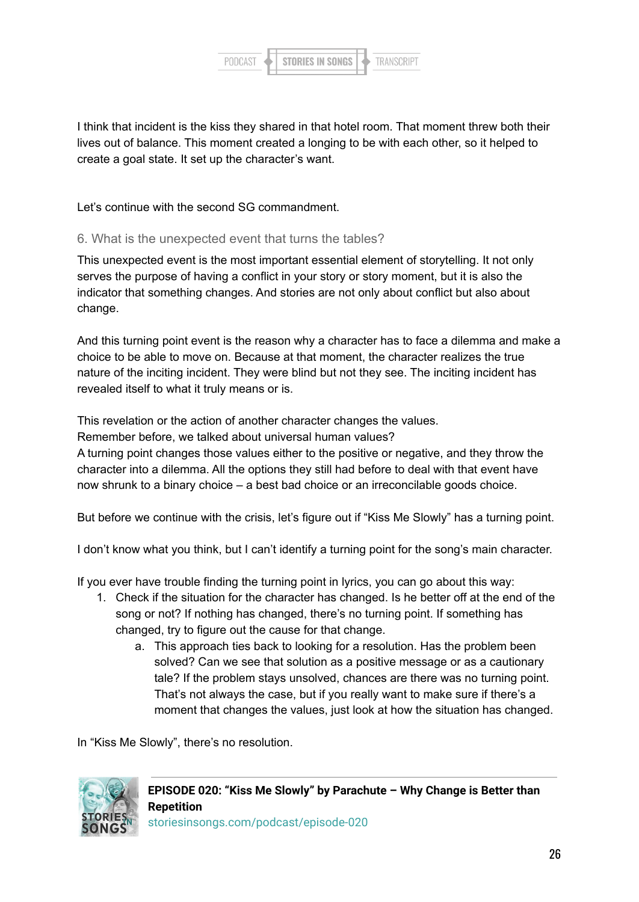I think that incident is the kiss they shared in that hotel room. That moment threw both their lives out of balance. This moment created a longing to be with each other, so it helped to create a goal state. It set up the character's want.

Let's continue with the second SG commandment.

### 6. What is the unexpected event that turns the tables?

This unexpected event is the most important essential element of storytelling. It not only serves the purpose of having a conflict in your story or story moment, but it is also the indicator that something changes. And stories are not only about conflict but also about change.

And this turning point event is the reason why a character has to face a dilemma and make a choice to be able to move on. Because at that moment, the character realizes the true nature of the inciting incident. They were blind but not they see. The inciting incident has revealed itself to what it truly means or is.

This revelation or the action of another character changes the values.
Remember before, we talked about universal human values?
A turning point changes those values either to the positive or negative, and they throw the character into a dilemma. All the options they still had before to deal with that event have now shrunk to a binary choice – a best bad choice or an irreconcilable goods choice.

But before we continue with the crisis, let's figure out if "Kiss Me Slowly" has a turning point.

I don't know what you think, but I can't identify a turning point for the song's main character.

If you ever have trouble finding the turning point in lyrics, you can go about this way:

1. Check if the situation for the character has changed. Is he better off at the end of the song or not? If nothing has changed, there's no turning point. If something has changed, try to figure out the cause for that change.
    a. This approach ties back to looking for a resolution. Has the problem been solved? Can we see that solution as a positive message or as a cautionary tale? If the problem stays unsolved, chances are there was no turning point. That's not always the case, but if you really want to make sure if there's a moment that changes the values, just look at how the situation has changed.

In "Kiss Me Slowly", there's no resolution.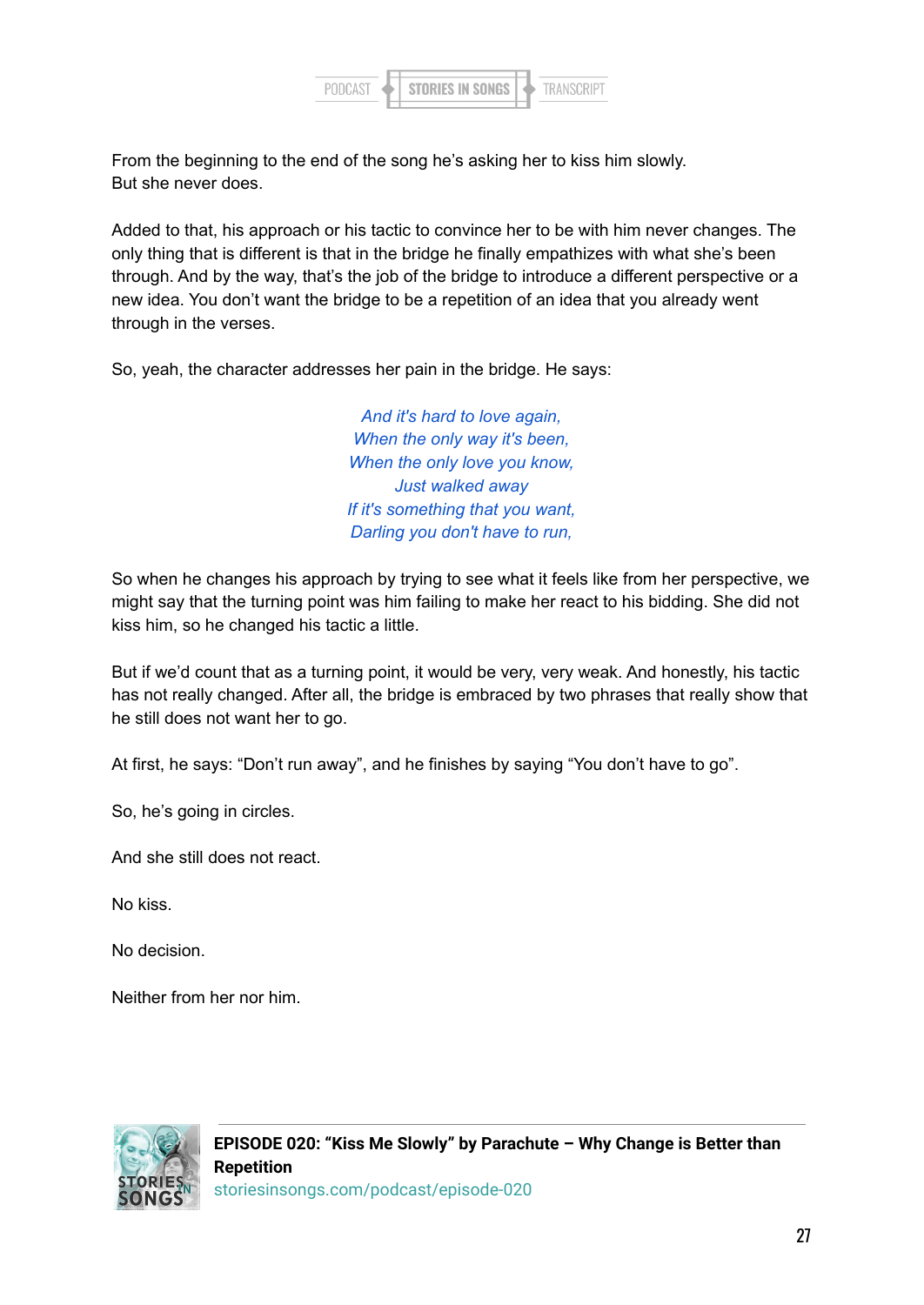From the beginning to the end of the song he's asking her to kiss him slowly.
But she never does.

Added to that, his approach or his tactic to convince her to be with him never changes. The only thing that is different is that in the bridge he finally empathizes with what she's been through. And by the way, that's the job of the bridge to introduce a different perspective or a new idea. You don't want the bridge to be a repetition of an idea that you already went through in the verses.

So, yeah, the character addresses her pain in the bridge. He says:

*And it's hard to love again,*
*When the only way it's been,*
*When the only love you know,*
*Just walked away*
*If it's something that you want,*
*Darling you don't have to run,*

So when he changes his approach by trying to see what it feels like from her perspective, we might say that the turning point was him failing to make her react to his bidding. She did not kiss him, so he changed his tactic a little.

But if we'd count that as a turning point, it would be very, very weak. And honestly, his tactic has not really changed. After all, the bridge is embraced by two phrases that really show that he still does not want her to go.

At first, he says: "Don't run away", and he finishes by saying "You don't have to go".

So, he's going in circles.

And she still does not react.

No kiss.

No decision.

Neither from her nor him.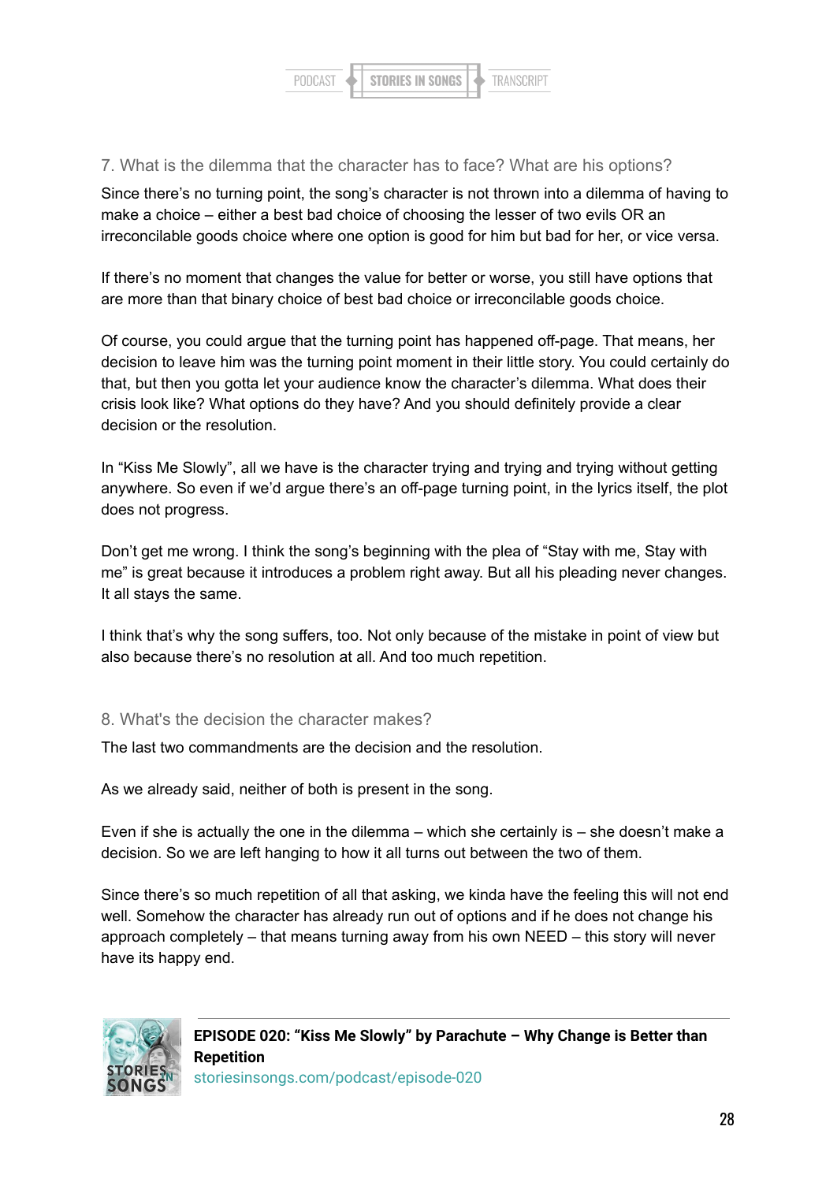### 7. What is the dilemma that the character has to face? What are his options?

Since there's no turning point, the song's character is not thrown into a dilemma of having to make a choice – either a best bad choice of choosing the lesser of two evils OR an irreconcilable goods choice where one option is good for him but bad for her, or vice versa.

If there's no moment that changes the value for better or worse, you still have options that are more than that binary choice of best bad choice or irreconcilable goods choice.

Of course, you could argue that the turning point has happened off-page. That means, her decision to leave him was the turning point moment in their little story. You could certainly do that, but then you gotta let your audience know the character's dilemma. What does their crisis look like? What options do they have? And you should definitely provide a clear decision or the resolution.

In "Kiss Me Slowly", all we have is the character trying and trying and trying without getting anywhere. So even if we'd argue there's an off-page turning point, in the lyrics itself, the plot does not progress.

Don't get me wrong. I think the song's beginning with the plea of "Stay with me, Stay with me" is great because it introduces a problem right away. But all his pleading never changes. It all stays the same.

I think that's why the song suffers, too. Not only because of the mistake in point of view but also because there's no resolution at all. And too much repetition.

### 8. What's the decision the character makes?

The last two commandments are the decision and the resolution.

As we already said, neither of both is present in the song.

Even if she is actually the one in the dilemma – which she certainly is – she doesn't make a decision. So we are left hanging to how it all turns out between the two of them.

Since there's so much repetition of all that asking, we kinda have the feeling this will not end well. Somehow the character has already run out of options and if he does not change his approach completely – that means turning away from his own NEED – this story will never have its happy end.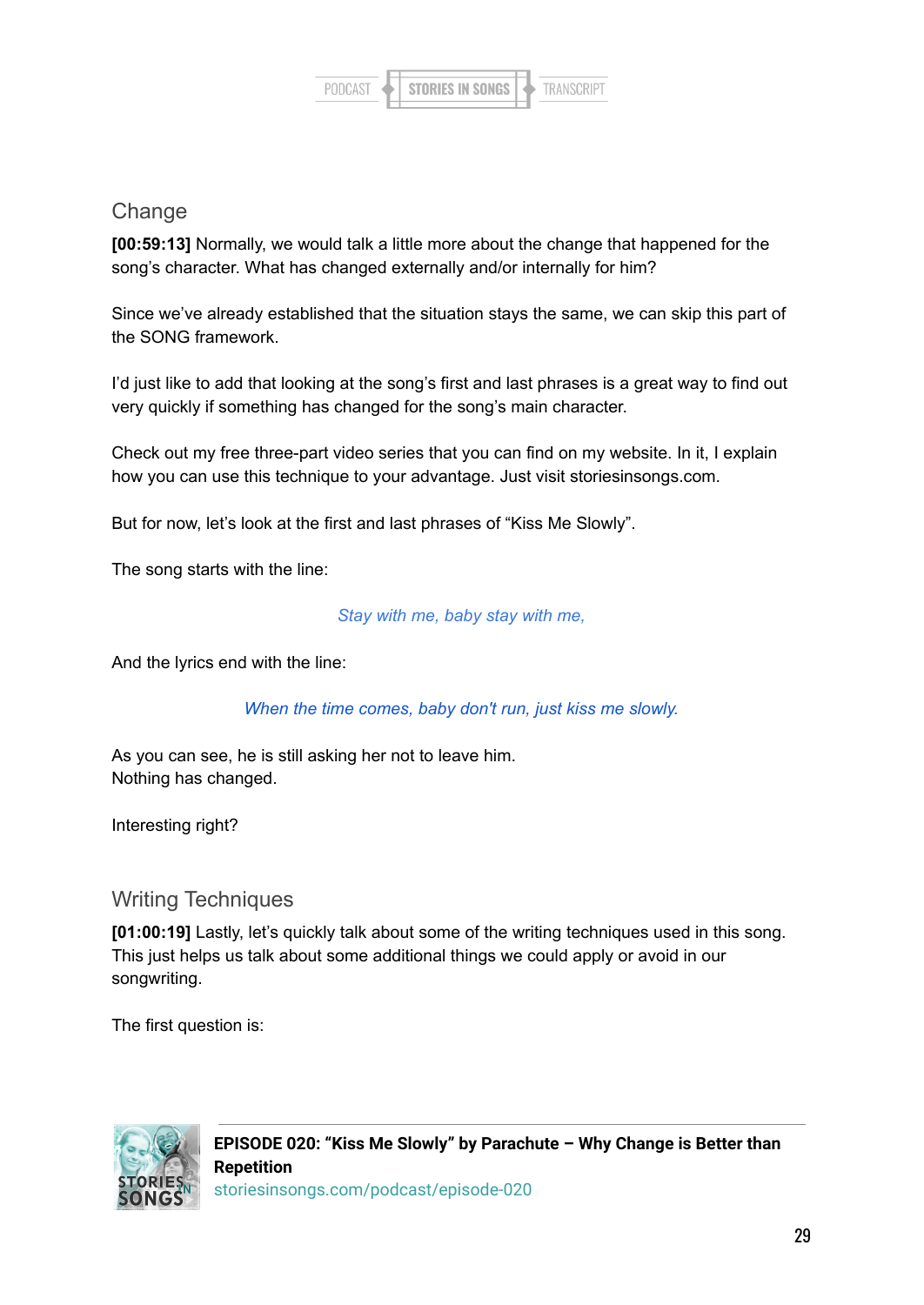## Change

**[00:59:13]** Normally, we would talk a little more about the change that happened for the song's character. What has changed externally and/or internally for him?

Since we've already established that the situation stays the same, we can skip this part of the SONG framework.

I'd just like to add that looking at the song's first and last phrases is a great way to find out very quickly if something has changed for the song's main character.

Check out my free three-part video series that you can find on my website. In it, I explain how you can use this technique to your advantage. Just visit storiesinsongs.com.

But for now, let's look at the first and last phrases of "Kiss Me Slowly".

The song starts with the line:

*Stay with me, baby stay with me,*

And the lyrics end with the line:

*When the time comes, baby don't run, just kiss me slowly.*

As you can see, he is still asking her not to leave him.
Nothing has changed.

Interesting right?

## Writing Techniques

**[01:00:19]** Lastly, let's quickly talk about some of the writing techniques used in this song. This just helps us talk about some additional things we could apply or avoid in our songwriting.

The first question is: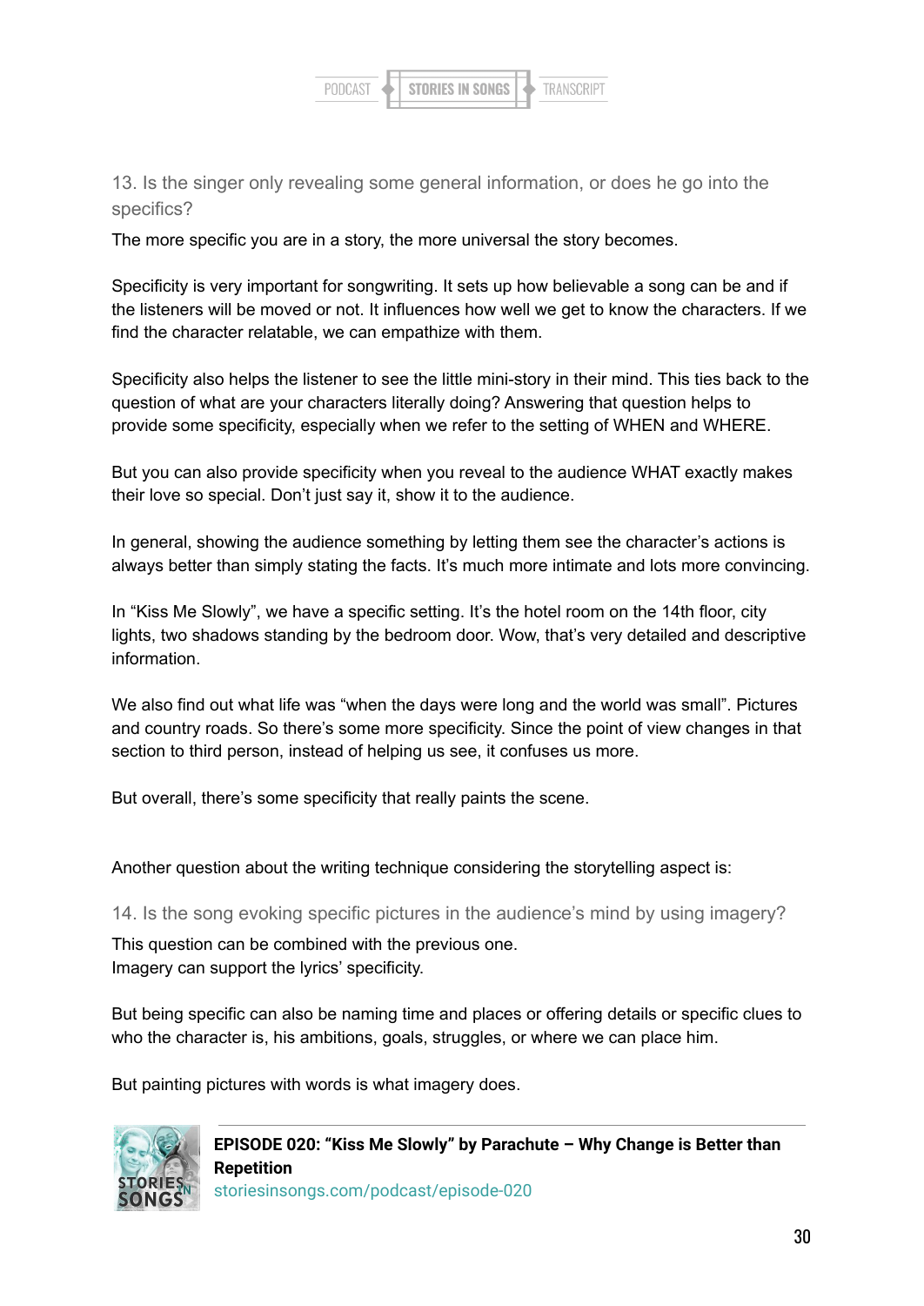### 13. Is the singer only revealing some general information, or does he go into the specifics?

The more specific you are in a story, the more universal the story becomes.

Specificity is very important for songwriting. It sets up how believable a song can be and if the listeners will be moved or not. It influences how well we get to know the characters. If we find the character relatable, we can empathize with them.

Specificity also helps the listener to see the little mini-story in their mind. This ties back to the question of what are your characters literally doing? Answering that question helps to provide some specificity, especially when we refer to the setting of WHEN and WHERE.

But you can also provide specificity when you reveal to the audience WHAT exactly makes their love so special. Don't just say it, show it to the audience.

In general, showing the audience something by letting them see the character's actions is always better than simply stating the facts. It's much more intimate and lots more convincing.

In "Kiss Me Slowly", we have a specific setting. It's the hotel room on the 14th floor, city lights, two shadows standing by the bedroom door. Wow, that's very detailed and descriptive information.

We also find out what life was "when the days were long and the world was small". Pictures and country roads. So there's some more specificity. Since the point of view changes in that section to third person, instead of helping us see, it confuses us more.

But overall, there's some specificity that really paints the scene.

Another question about the writing technique considering the storytelling aspect is:

### 14. Is the song evoking specific pictures in the audience's mind by using imagery?

This question can be combined with the previous one.
Imagery can support the lyrics' specificity.

But being specific can also be naming time and places or offering details or specific clues to who the character is, his ambitions, goals, struggles, or where we can place him.

But painting pictures with words is what imagery does.

**EPISODE 020: "Kiss Me Slowly" by Parachute – Why Change is Better than Repetition**
storiesinsongs.com/podcast/episode-020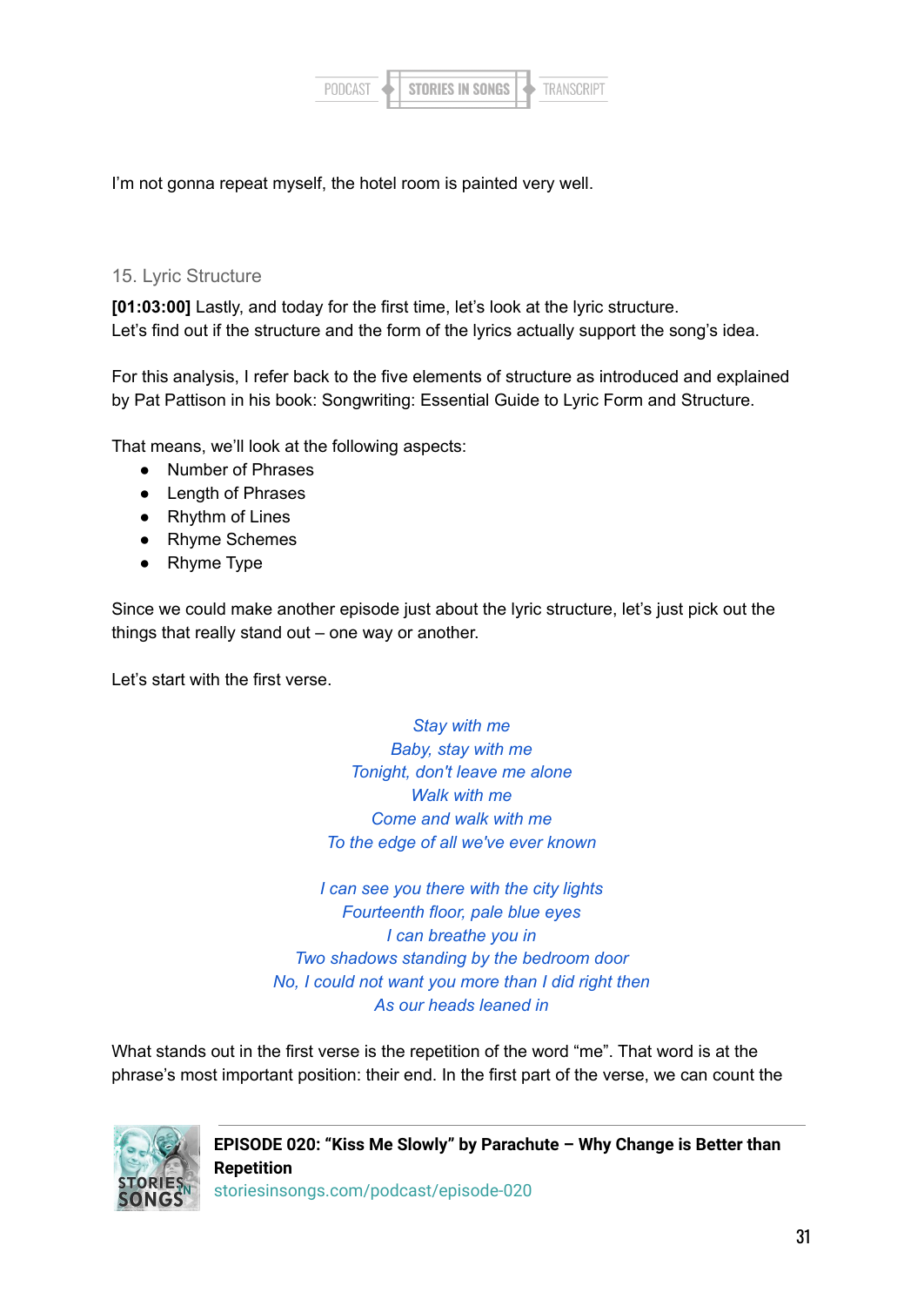I'm not gonna repeat myself, the hotel room is painted very well.

## 15. Lyric Structure

**[01:03:00]** Lastly, and today for the first time, let's look at the lyric structure.
Let's find out if the structure and the form of the lyrics actually support the song's idea.

For this analysis, I refer back to the five elements of structure as introduced and explained by Pat Pattison in his book: Songwriting: Essential Guide to Lyric Form and Structure.

That means, we'll look at the following aspects:

- Number of Phrases
- Length of Phrases
- Rhythm of Lines
- Rhyme Schemes
- Rhyme Type

Since we could make another episode just about the lyric structure, let's just pick out the things that really stand out – one way or another.

Let's start with the first verse.

*Stay with me*
*Baby, stay with me*
*Tonight, don't leave me alone*
*Walk with me*
*Come and walk with me*
*To the edge of all we've ever known*

*I can see you there with the city lights*
*Fourteenth floor, pale blue eyes*
*I can breathe you in*
*Two shadows standing by the bedroom door*
*No, I could not want you more than I did right then*
*As our heads leaned in*

What stands out in the first verse is the repetition of the word "me". That word is at the phrase's most important position: their end. In the first part of the verse, we can count the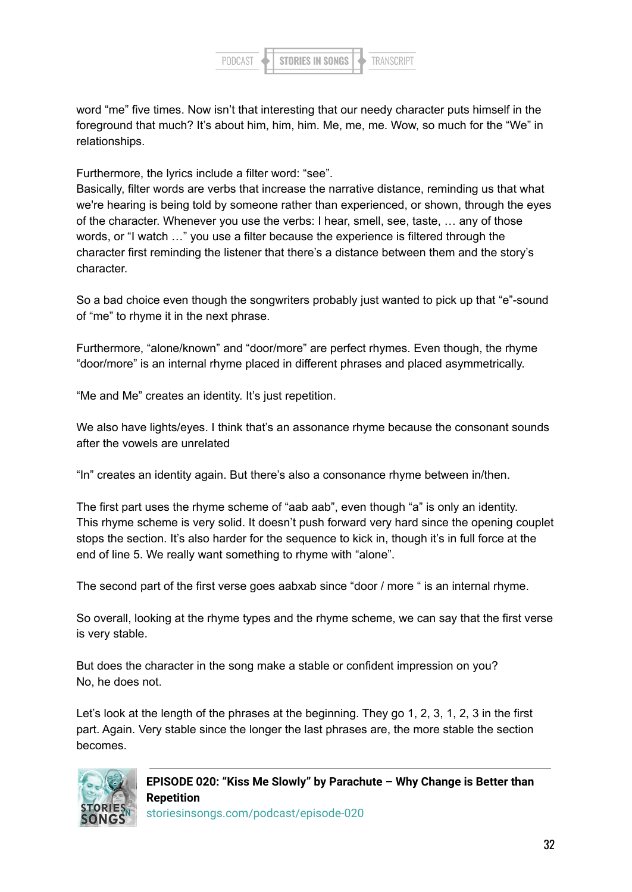word “me” five times. Now isn’t that interesting that our needy character puts himself in the foreground that much? It’s about him, him, him. Me, me, me. Wow, so much for the “We” in relationships.

Furthermore, the lyrics include a filter word: “see”.
Basically, filter words are verbs that increase the narrative distance, reminding us that what we're hearing is being told by someone rather than experienced, or shown, through the eyes of the character. Whenever you use the verbs: I hear, smell, see, taste, … any of those words, or “I watch …” you use a filter because the experience is filtered through the character first reminding the listener that there’s a distance between them and the story’s character.

So a bad choice even though the songwriters probably just wanted to pick up that “e”-sound of “me” to rhyme it in the next phrase.

Furthermore, “alone/known” and “door/more” are perfect rhymes. Even though, the rhyme “door/more” is an internal rhyme placed in different phrases and placed asymmetrically.

“Me and Me” creates an identity. It’s just repetition.

We also have lights/eyes. I think that’s an assonance rhyme because the consonant sounds after the vowels are unrelated

“In” creates an identity again. But there’s also a consonance rhyme between in/then.

The first part uses the rhyme scheme of “aab aab”, even though “a” is only an identity.
This rhyme scheme is very solid. It doesn’t push forward very hard since the opening couplet stops the section. It’s also harder for the sequence to kick in, though it’s in full force at the end of line 5. We really want something to rhyme with “alone”.

The second part of the first verse goes aabxab since “door / more “ is an internal rhyme.

So overall, looking at the rhyme types and the rhyme scheme, we can say that the first verse is very stable.

But does the character in the song make a stable or confident impression on you?
No, he does not.

Let’s look at the length of the phrases at the beginning. They go 1, 2, 3, 1, 2, 3 in the first part. Again. Very stable since the longer the last phrases are, the more stable the section becomes.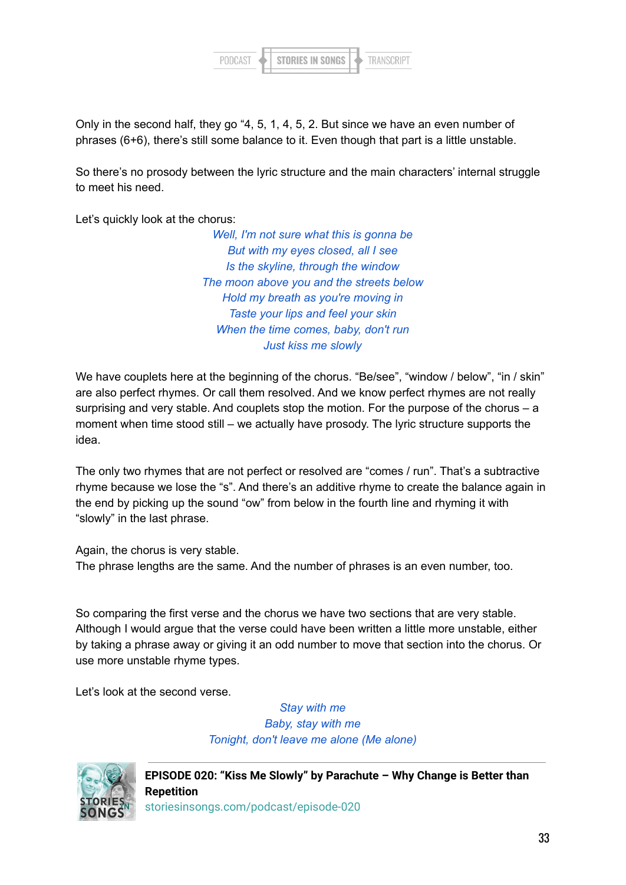Only in the second half, they go “4, 5, 1, 4, 5, 2. But since we have an even number of phrases (6+6), there’s still some balance to it. Even though that part is a little unstable.

So there’s no prosody between the lyric structure and the main characters’ internal struggle to meet his need.

Let’s quickly look at the chorus:

*Well, I'm not sure what this is gonna be*
*But with my eyes closed, all I see*
*Is the skyline, through the window*
*The moon above you and the streets below*
*Hold my breath as you're moving in*
*Taste your lips and feel your skin*
*When the time comes, baby, don't run*
*Just kiss me slowly*

We have couplets here at the beginning of the chorus. “Be/see”, “window / below”, “in / skin” are also perfect rhymes. Or call them resolved. And we know perfect rhymes are not really surprising and very stable. And couplets stop the motion. For the purpose of the chorus – a moment when time stood still – we actually have prosody. The lyric structure supports the idea.

The only two rhymes that are not perfect or resolved are “comes / run”. That’s a subtractive rhyme because we lose the “s”. And there’s an additive rhyme to create the balance again in the end by picking up the sound “ow” from below in the fourth line and rhyming it with “slowly” in the last phrase.

Again, the chorus is very stable.
The phrase lengths are the same. And the number of phrases is an even number, too.

So comparing the first verse and the chorus we have two sections that are very stable. Although I would argue that the verse could have been written a little more unstable, either by taking a phrase away or giving it an odd number to move that section into the chorus. Or use more unstable rhyme types.

Let’s look at the second verse.

*Stay with me*
*Baby, stay with me*
*Tonight, don't leave me alone (Me alone)*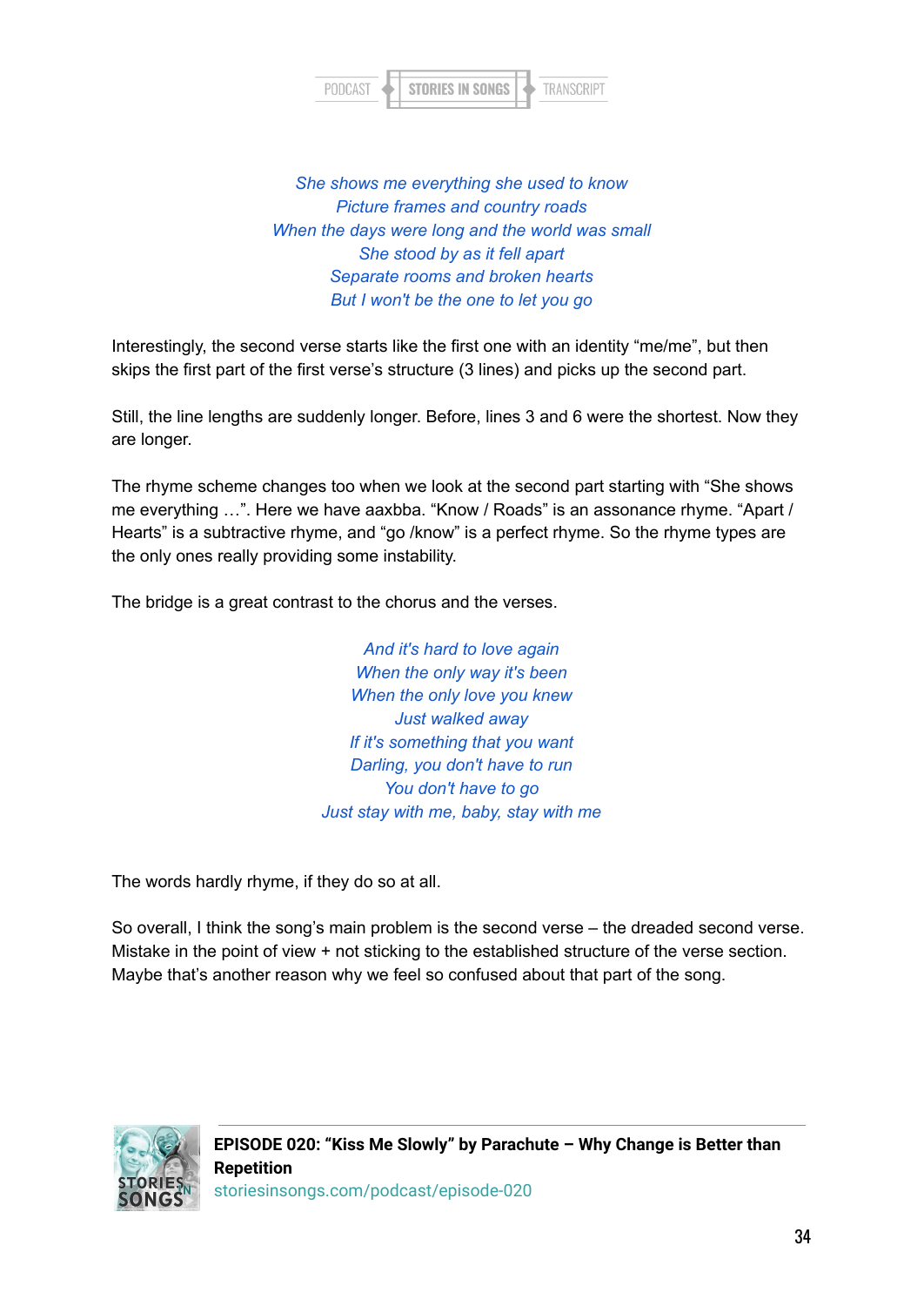*She shows me everything she used to know*
*Picture frames and country roads*
*When the days were long and the world was small*
*She stood by as it fell apart*
*Separate rooms and broken hearts*
*But I won't be the one to let you go*

Interestingly, the second verse starts like the first one with an identity "me/me", but then skips the first part of the first verse's structure (3 lines) and picks up the second part.

Still, the line lengths are suddenly longer. Before, lines 3 and 6 were the shortest. Now they are longer.

The rhyme scheme changes too when we look at the second part starting with "She shows me everything …". Here we have aaxbba. "Know / Roads" is an assonance rhyme. "Apart / Hearts" is a subtractive rhyme, and "go /know" is a perfect rhyme. So the rhyme types are the only ones really providing some instability.

The bridge is a great contrast to the chorus and the verses.

*And it's hard to love again*
*When the only way it's been*
*When the only love you knew*
*Just walked away*
*If it's something that you want*
*Darling, you don't have to run*
*You don't have to go*
*Just stay with me, baby, stay with me*

The words hardly rhyme, if they do so at all.

So overall, I think the song's main problem is the second verse – the dreaded second verse. Mistake in the point of view + not sticking to the established structure of the verse section. Maybe that's another reason why we feel so confused about that part of the song.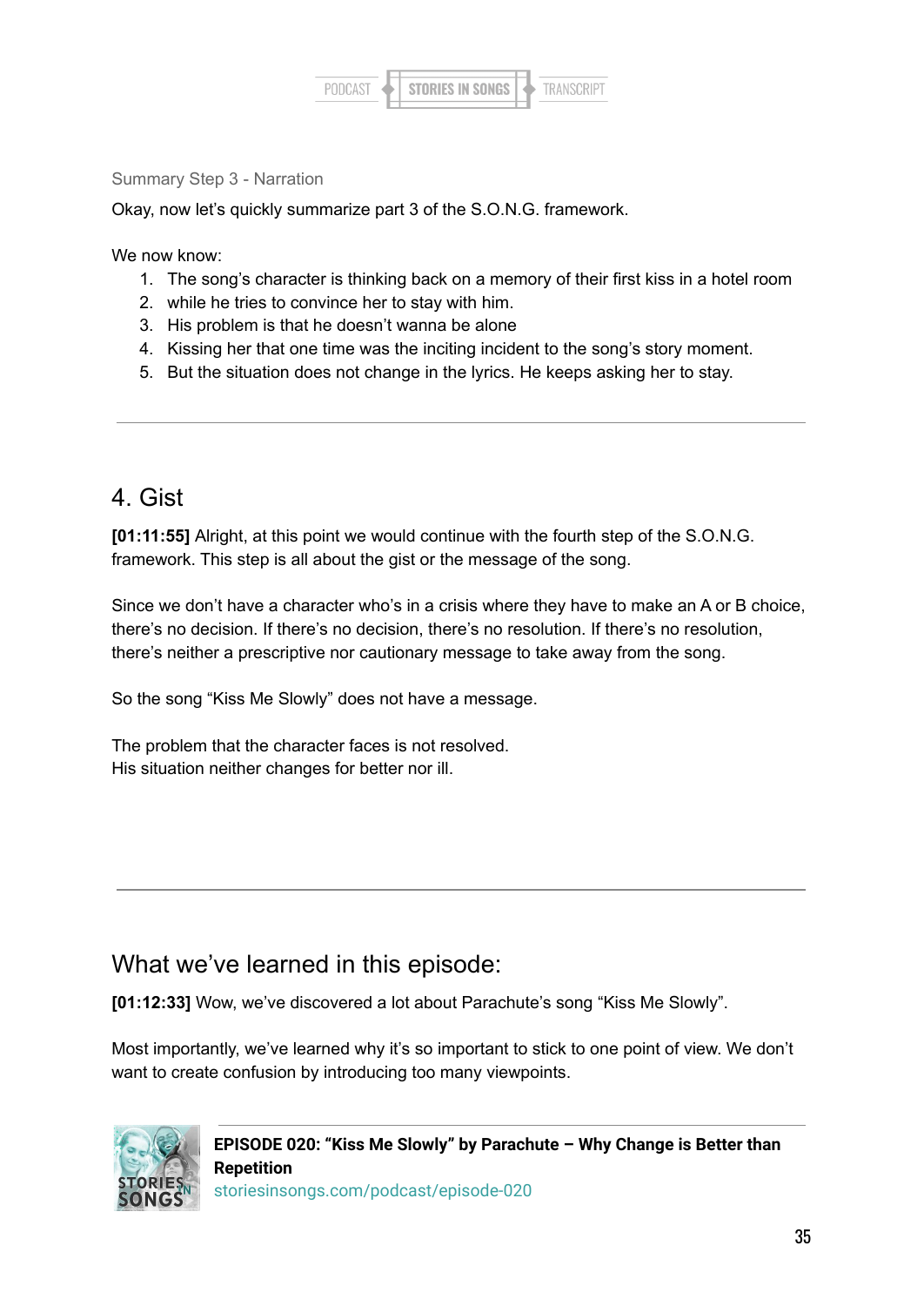Summary Step 3 - Narration

Okay, now let's quickly summarize part 3 of the S.O.N.G. framework.

We now know:

1. The song's character is thinking back on a memory of their first kiss in a hotel room
2. while he tries to convince her to stay with him.
3. His problem is that he doesn't wanna be alone
4. Kissing her that one time was the inciting incident to the song's story moment.
5. But the situation does not change in the lyrics. He keeps asking her to stay.

---

## 4. Gist

**[01:11:55]** Alright, at this point we would continue with the fourth step of the S.O.N.G. framework. This step is all about the gist or the message of the song.

Since we don't have a character who's in a crisis where they have to make an A or B choice, there's no decision. If there's no decision, there's no resolution. If there's no resolution, there's neither a prescriptive nor cautionary message to take away from the song.

So the song "Kiss Me Slowly" does not have a message.

The problem that the character faces is not resolved.
His situation neither changes for better nor ill.

---

## What we've learned in this episode:

**[01:12:33]** Wow, we've discovered a lot about Parachute's song "Kiss Me Slowly".

Most importantly, we've learned why it's so important to stick to one point of view. We don't want to create confusion by introducing too many viewpoints.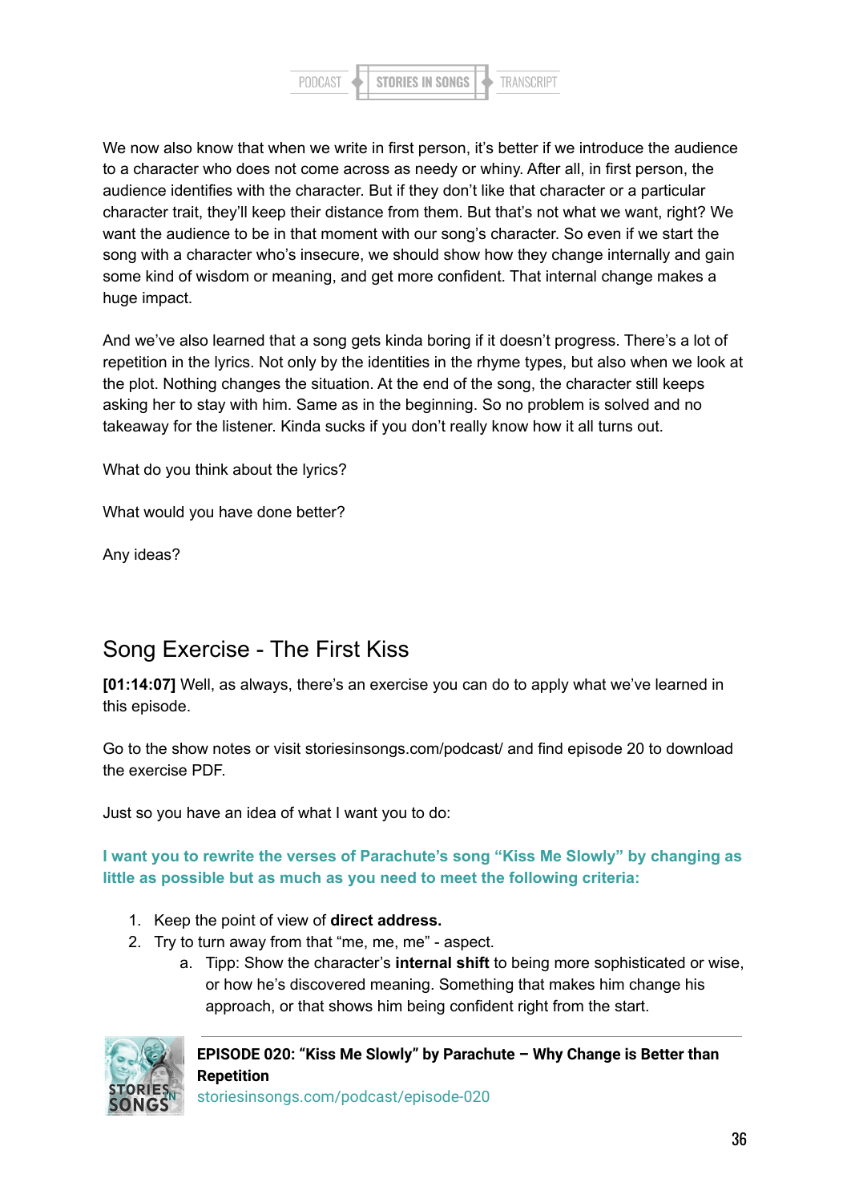We now also know that when we write in first person, it's better if we introduce the audience to a character who does not come across as needy or whiny. After all, in first person, the audience identifies with the character. But if they don't like that character or a particular character trait, they'll keep their distance from them. But that's not what we want, right? We want the audience to be in that moment with our song's character. So even if we start the song with a character who's insecure, we should show how they change internally and gain some kind of wisdom or meaning, and get more confident. That internal change makes a huge impact.

And we've also learned that a song gets kinda boring if it doesn't progress. There's a lot of repetition in the lyrics. Not only by the identities in the rhyme types, but also when we look at the plot. Nothing changes the situation. At the end of the song, the character still keeps asking her to stay with him. Same as in the beginning. So no problem is solved and no takeaway for the listener. Kinda sucks if you don't really know how it all turns out.

What do you think about the lyrics?

What would you have done better?

Any ideas?

## Song Exercise - The First Kiss

**[01:14:07]** Well, as always, there's an exercise you can do to apply what we've learned in this episode.

Go to the show notes or visit storiesinsongs.com/podcast/ and find episode 20 to download the exercise PDF.

Just so you have an idea of what I want you to do:

**I want you to rewrite the verses of Parachute's song "Kiss Me Slowly" by changing as little as possible but as much as you need to meet the following criteria:**

1. Keep the point of view of **direct address.**
2. Try to turn away from that "me, me, me" - aspect.
    a. Tipp: Show the character's **internal shift** to being more sophisticated or wise, or how he's discovered meaning. Something that makes him change his approach, or that shows him being confident right from the start.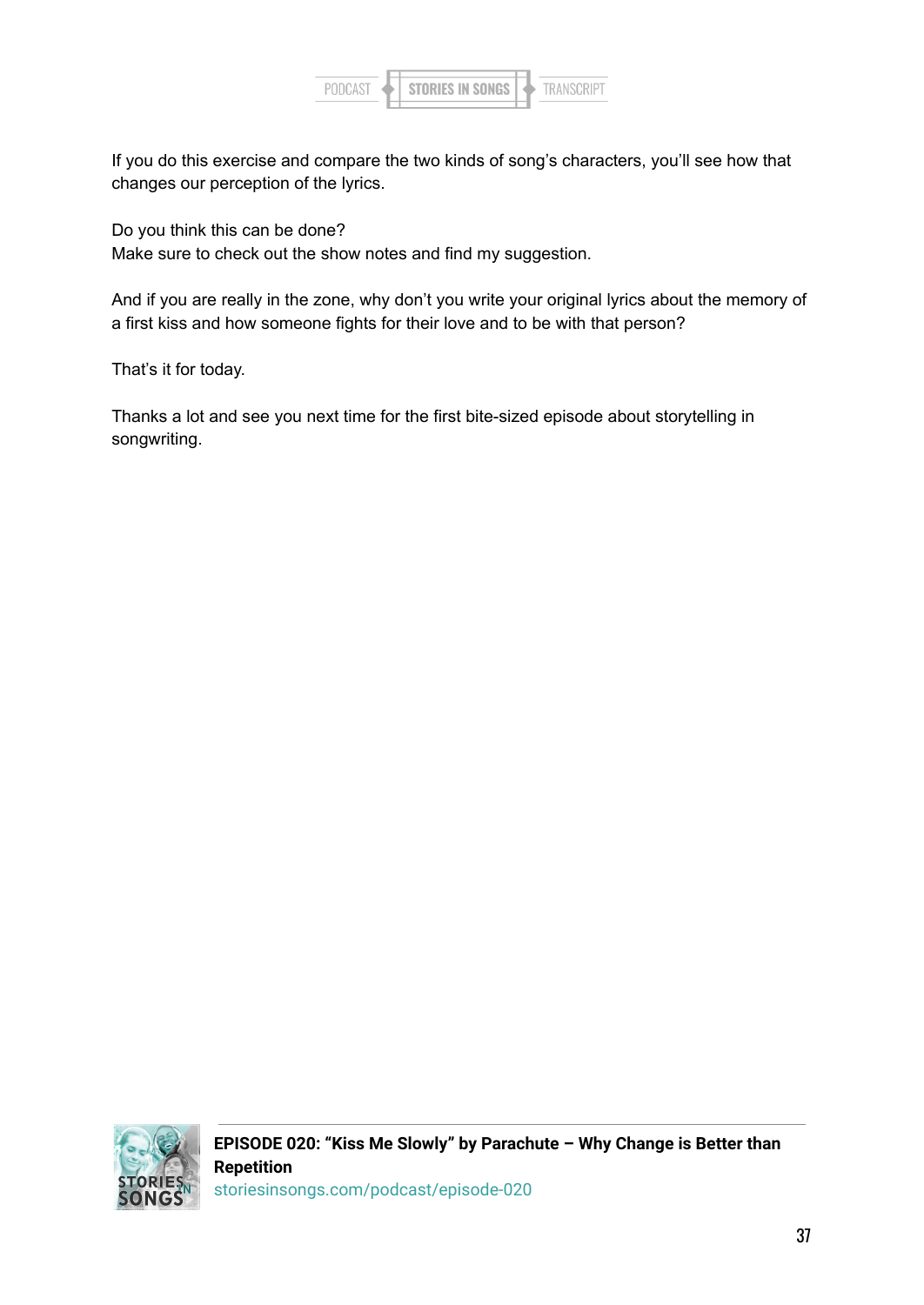If you do this exercise and compare the two kinds of song's characters, you'll see how that changes our perception of the lyrics.

Do you think this can be done?
Make sure to check out the show notes and find my suggestion.

And if you are really in the zone, why don't you write your original lyrics about the memory of a first kiss and how someone fights for their love and to be with that person?

That's it for today.

Thanks a lot and see you next time for the first bite-sized episode about storytelling in songwriting.